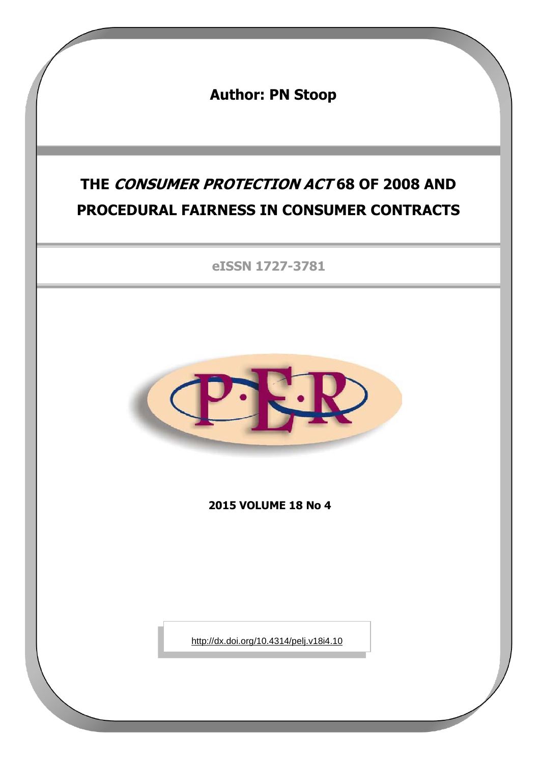**Author: PN Stoop**

# THE *CONSUMER PROTECTION ACT* 68 OF 2008 AND PROCEDURAL FAIRNESS IN CONSUMER CONTRACTS

**eISSN 1727-3781**

**2015 VOLUME 18 No 4**

http://dx.doi.org/10.4314/pelj.v18i4.10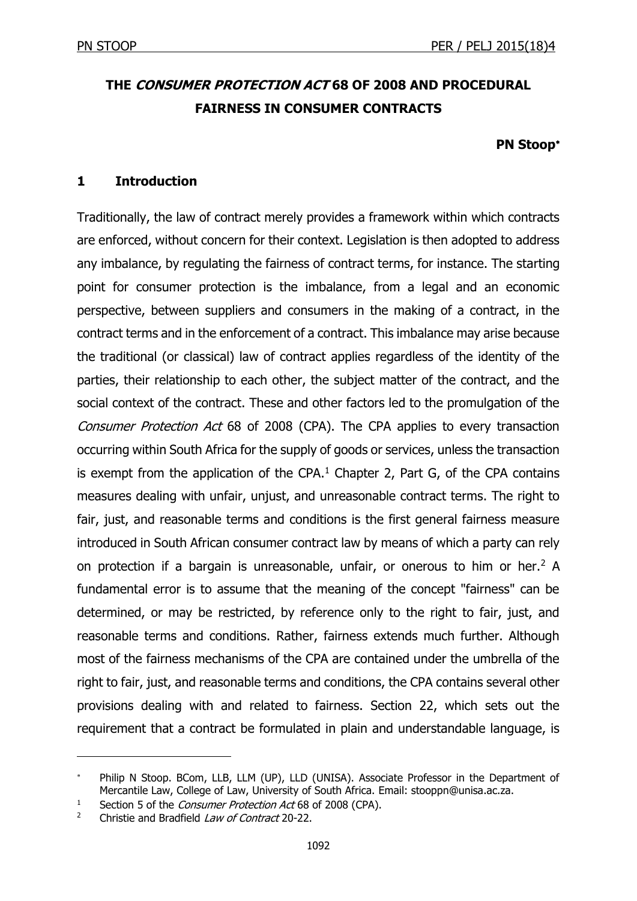# THE *CONSUMER PROTECTION ACT* 68 OF 2008 AND PROCEDURAL FAIRNESS IN CONSUMER CONTRACTS

**PN Stoop***

## 1 Introduction

Traditionally, the law of contract merely provides a framework within which contracts are enforced, without concern for their context. Legislation is then adopted to address any imbalance, by regulating the fairness of contract terms, for instance. The starting point for consumer protection is the imbalance, from a legal and an economic perspective, between suppliers and consumers in the making of a contract, in the contract terms and in the enforcement of a contract. This imbalance may arise because the traditional (or classical) law of contract applies regardless of the identity of the parties, their relationship to each other, the subject matter of the contract, and the social context of the contract. These and other factors led to the promulgation of the *Consumer Protection Act* 68 of 2008 (CPA). The CPA applies to every transaction occurring within South Africa for the supply of goods or services, unless the transaction is exempt from the application of the CPA.[1] Chapter 2, Part G, of the CPA contains measures dealing with unfair, unjust, and unreasonable contract terms. The right to fair, just, and reasonable terms and conditions is the first general fairness measure introduced in South African consumer contract law by means of which a party can rely on protection if a bargain is unreasonable, unfair, or onerous to him or her.[2] A fundamental error is to assume that the meaning of the concept "fairness" can be determined, or may be restricted, by reference only to the right to fair, just, and reasonable terms and conditions. Rather, fairness extends much further. Although most of the fairness mechanisms of the CPA are contained under the umbrella of the right to fair, just, and reasonable terms and conditions, the CPA contains several other provisions dealing with and related to fairness. Section 22, which sets out the requirement that a contract be formulated in plain and understandable language, is

---

\* Philip N Stoop. BCom, LLB, LLM (UP), LLD (UNISA). Associate Professor in the Department of Mercantile Law, College of Law, University of South Africa. Email: stooppn@unisa.ac.za.

[1] Section 5 of the *Consumer Protection Act* 68 of 2008 (CPA).

[2] Christie and Bradfield *Law of Contract* 20-22.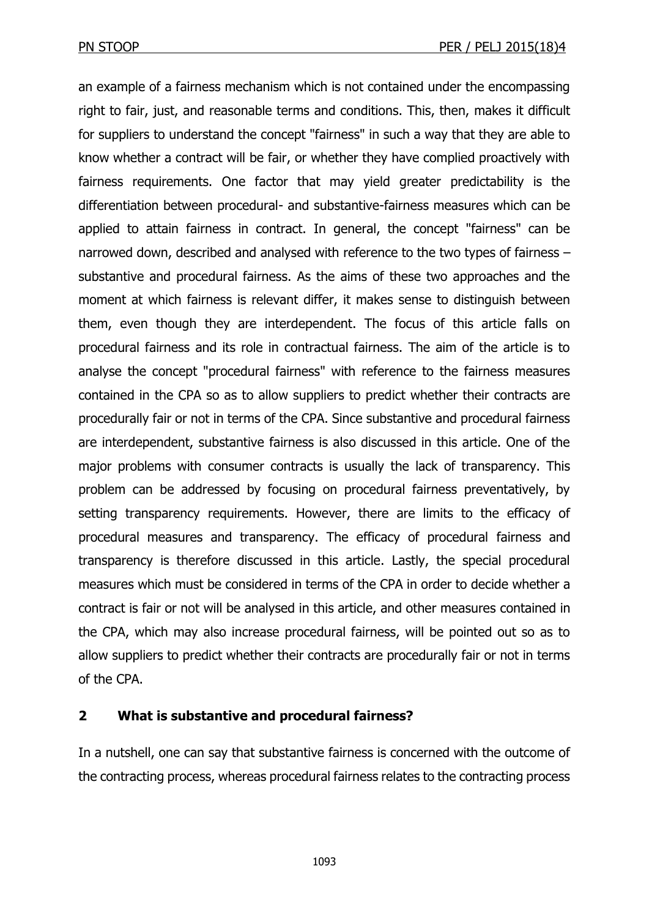an example of a fairness mechanism which is not contained under the encompassing right to fair, just, and reasonable terms and conditions. This, then, makes it difficult for suppliers to understand the concept "fairness" in such a way that they are able to know whether a contract will be fair, or whether they have complied proactively with fairness requirements. One factor that may yield greater predictability is the differentiation between procedural- and substantive-fairness measures which can be applied to attain fairness in contract. In general, the concept "fairness" can be narrowed down, described and analysed with reference to the two types of fairness – substantive and procedural fairness. As the aims of these two approaches and the moment at which fairness is relevant differ, it makes sense to distinguish between them, even though they are interdependent. The focus of this article falls on procedural fairness and its role in contractual fairness. The aim of the article is to analyse the concept "procedural fairness" with reference to the fairness measures contained in the CPA so as to allow suppliers to predict whether their contracts are procedurally fair or not in terms of the CPA. Since substantive and procedural fairness are interdependent, substantive fairness is also discussed in this article. One of the major problems with consumer contracts is usually the lack of transparency. This problem can be addressed by focusing on procedural fairness preventatively, by setting transparency requirements. However, there are limits to the efficacy of procedural measures and transparency. The efficacy of procedural fairness and transparency is therefore discussed in this article. Lastly, the special procedural measures which must be considered in terms of the CPA in order to decide whether a contract is fair or not will be analysed in this article, and other measures contained in the CPA, which may also increase procedural fairness, will be pointed out so as to allow suppliers to predict whether their contracts are procedurally fair or not in terms of the CPA.

## 2 What is substantive and procedural fairness?

In a nutshell, one can say that substantive fairness is concerned with the outcome of the contracting process, whereas procedural fairness relates to the contracting process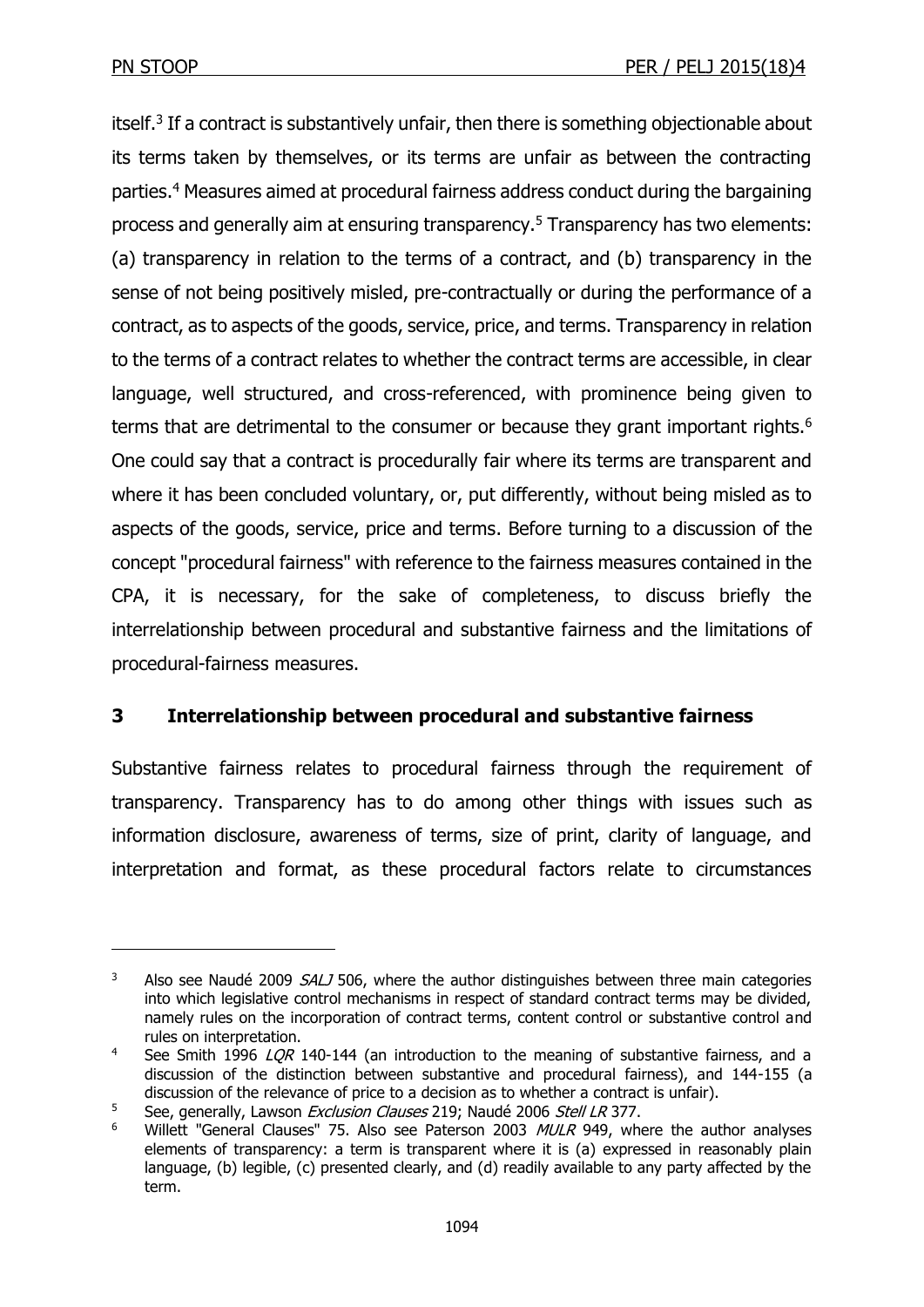itself.[3] If a contract is substantively unfair, then there is something objectionable about its terms taken by themselves, or its terms are unfair as between the contracting parties.[4] Measures aimed at procedural fairness address conduct during the bargaining process and generally aim at ensuring transparency.[5] Transparency has two elements: (a) transparency in relation to the terms of a contract, and (b) transparency in the sense of not being positively misled, pre-contractually or during the performance of a contract, as to aspects of the goods, service, price, and terms. Transparency in relation to the terms of a contract relates to whether the contract terms are accessible, in clear language, well structured, and cross-referenced, with prominence being given to terms that are detrimental to the consumer or because they grant important rights.[6] One could say that a contract is procedurally fair where its terms are transparent and where it has been concluded voluntary, or, put differently, without being misled as to aspects of the goods, service, price and terms. Before turning to a discussion of the concept "procedural fairness" with reference to the fairness measures contained in the CPA, it is necessary, for the sake of completeness, to discuss briefly the interrelationship between procedural and substantive fairness and the limitations of procedural-fairness measures.

## 3 Interrelationship between procedural and substantive fairness

Substantive fairness relates to procedural fairness through the requirement of transparency. Transparency has to do among other things with issues such as information disclosure, awareness of terms, size of print, clarity of language, and interpretation and format, as these procedural factors relate to circumstances

---

[3] Also see Naudé 2009 *SALJ* 506, where the author distinguishes between three main categories into which legislative control mechanisms in respect of standard contract terms may be divided, namely rules on the incorporation of contract terms, content control or substantive control and rules on interpretation.

[4] See Smith 1996 *LQR* 140-144 (an introduction to the meaning of substantive fairness, and a discussion of the distinction between substantive and procedural fairness), and 144-155 (a discussion of the relevance of price to a decision as to whether a contract is unfair).

[5] See, generally, Lawson *Exclusion Clauses* 219; Naudé 2006 *Stell LR* 377.

[6] Willett "General Clauses" 75. Also see Paterson 2003 *MULR* 949, where the author analyses elements of transparency: a term is transparent where it is (a) expressed in reasonably plain language, (b) legible, (c) presented clearly, and (d) readily available to any party affected by the term.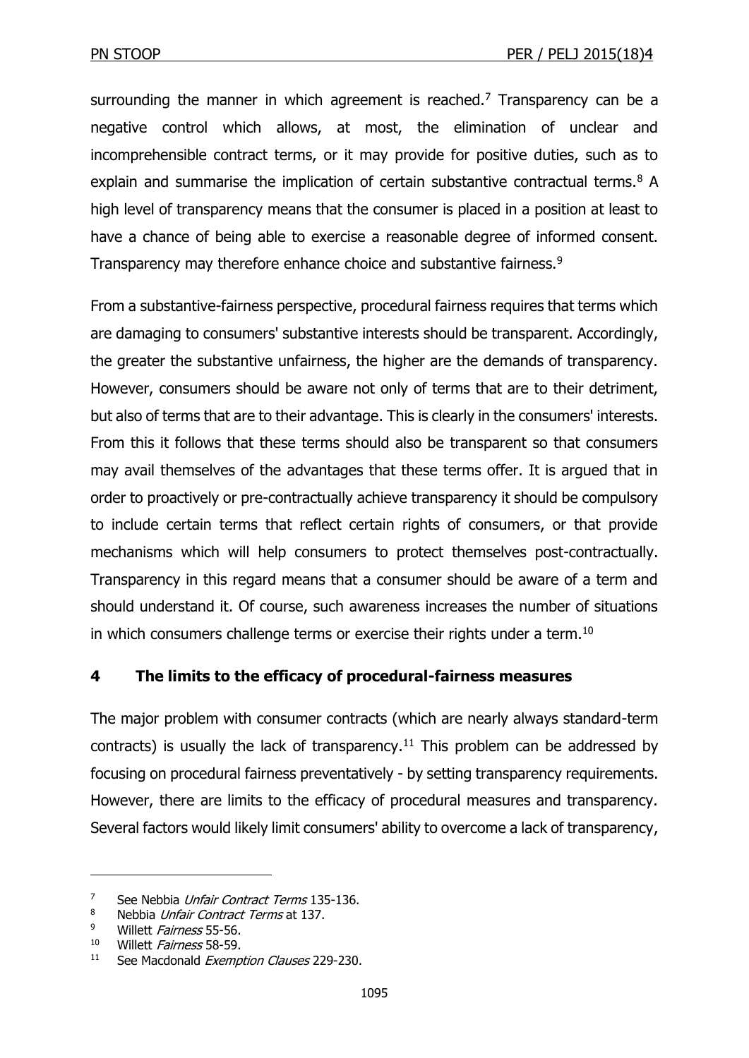surrounding the manner in which agreement is reached.[7] Transparency can be a negative control which allows, at most, the elimination of unclear and incomprehensible contract terms, or it may provide for positive duties, such as to explain and summarise the implication of certain substantive contractual terms.[8] A high level of transparency means that the consumer is placed in a position at least to have a chance of being able to exercise a reasonable degree of informed consent. Transparency may therefore enhance choice and substantive fairness.[9]

From a substantive-fairness perspective, procedural fairness requires that terms which are damaging to consumers' substantive interests should be transparent. Accordingly, the greater the substantive unfairness, the higher are the demands of transparency. However, consumers should be aware not only of terms that are to their detriment, but also of terms that are to their advantage. This is clearly in the consumers' interests. From this it follows that these terms should also be transparent so that consumers may avail themselves of the advantages that these terms offer. It is argued that in order to proactively or pre-contractually achieve transparency it should be compulsory to include certain terms that reflect certain rights of consumers, or that provide mechanisms which will help consumers to protect themselves post-contractually. Transparency in this regard means that a consumer should be aware of a term and should understand it. Of course, such awareness increases the number of situations in which consumers challenge terms or exercise their rights under a term.[10]

## 4 The limits to the efficacy of procedural-fairness measures

The major problem with consumer contracts (which are nearly always standard-term contracts) is usually the lack of transparency.[11] This problem can be addressed by focusing on procedural fairness preventatively - by setting transparency requirements. However, there are limits to the efficacy of procedural measures and transparency. Several factors would likely limit consumers' ability to overcome a lack of transparency,

---

[7] See Nebbia *Unfair Contract Terms* 135-136.
[8] Nebbia *Unfair Contract Terms* at 137.
[9] Willett *Fairness* 55-56.
[10] Willett *Fairness* 58-59.
[11] See Macdonald *Exemption Clauses* 229-230.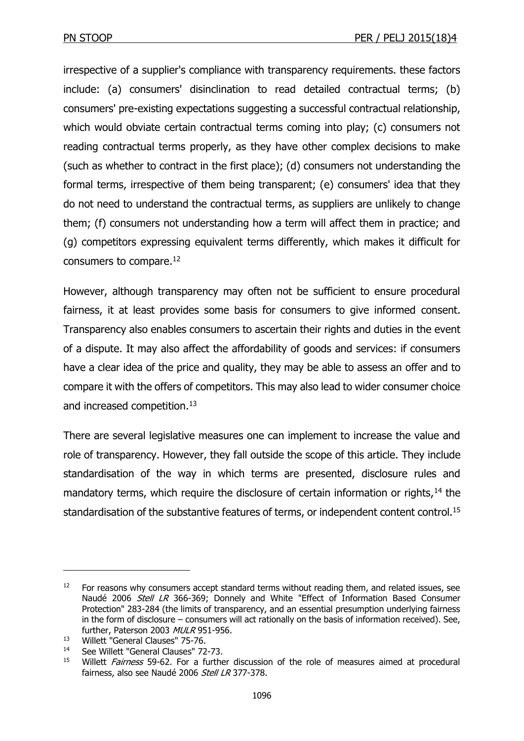irrespective of a supplier's compliance with transparency requirements. these factors include: (a) consumers' disinclination to read detailed contractual terms; (b) consumers' pre-existing expectations suggesting a successful contractual relationship, which would obviate certain contractual terms coming into play; (c) consumers not reading contractual terms properly, as they have other complex decisions to make (such as whether to contract in the first place); (d) consumers not understanding the formal terms, irrespective of them being transparent; (e) consumers' idea that they do not need to understand the contractual terms, as suppliers are unlikely to change them; (f) consumers not understanding how a term will affect them in practice; and (g) competitors expressing equivalent terms differently, which makes it difficult for consumers to compare.[12]

However, although transparency may often not be sufficient to ensure procedural fairness, it at least provides some basis for consumers to give informed consent. Transparency also enables consumers to ascertain their rights and duties in the event of a dispute. It may also affect the affordability of goods and services: if consumers have a clear idea of the price and quality, they may be able to assess an offer and to compare it with the offers of competitors. This may also lead to wider consumer choice and increased competition.[13]

There are several legislative measures one can implement to increase the value and role of transparency. However, they fall outside the scope of this article. They include standardisation of the way in which terms are presented, disclosure rules and mandatory terms, which require the disclosure of certain information or rights,[14] the standardisation of the substantive features of terms, or independent content control.[15]

---

[12] For reasons why consumers accept standard terms without reading them, and related issues, see Naudé 2006 *Stell LR* 366-369; Donnely and White "Effect of Information Based Consumer Protection" 283-284 (the limits of transparency, and an essential presumption underlying fairness in the form of disclosure – consumers will act rationally on the basis of information received). See, further, Paterson 2003 *MULR* 951-956.

[13] Willett "General Clauses" 75-76.

[14] See Willett "General Clauses" 72-73.

[15] Willett *Fairness* 59-62. For a further discussion of the role of measures aimed at procedural fairness, also see Naudé 2006 *Stell LR* 377-378.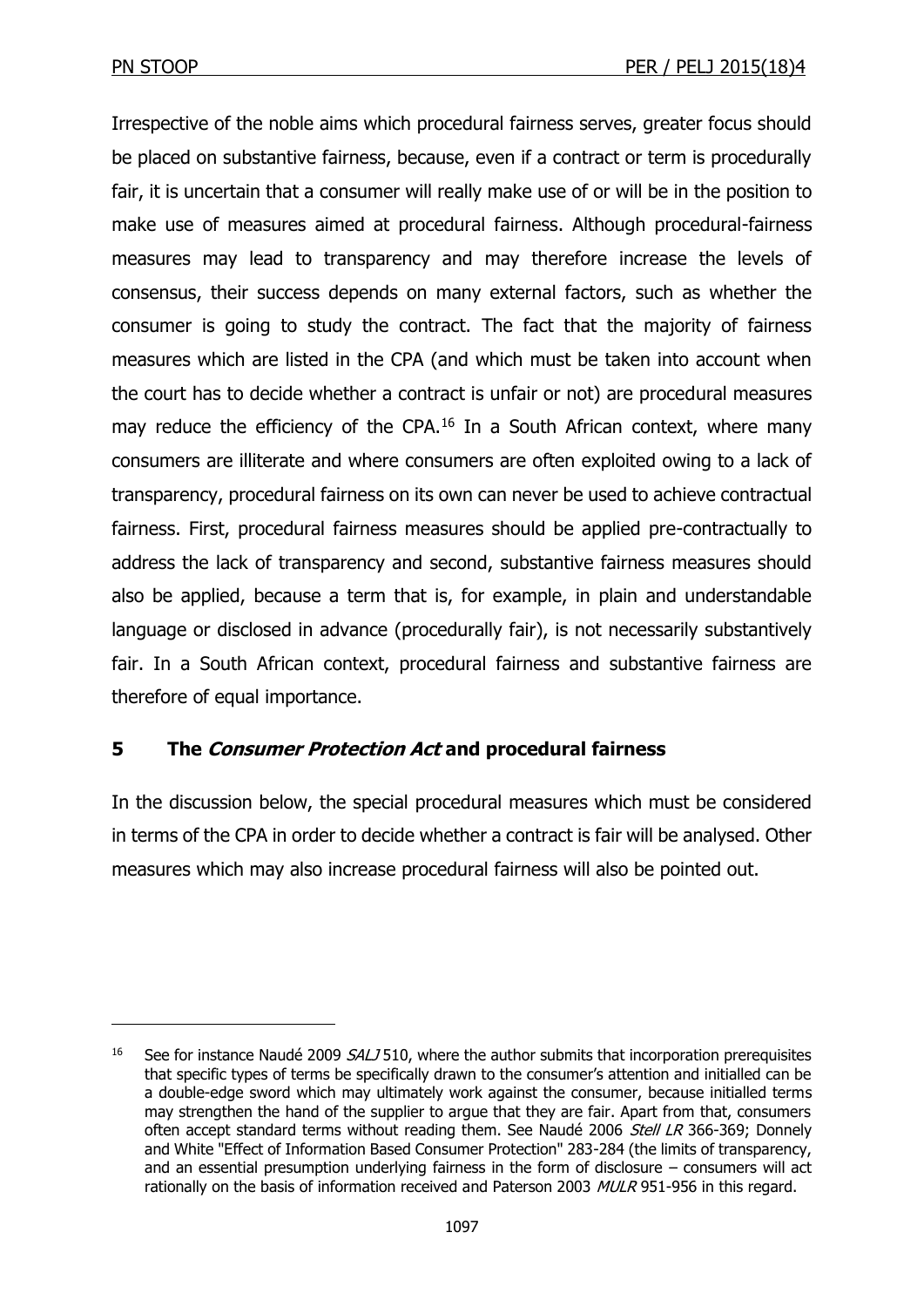Irrespective of the noble aims which procedural fairness serves, greater focus should be placed on substantive fairness, because, even if a contract or term is procedurally fair, it is uncertain that a consumer will really make use of or will be in the position to make use of measures aimed at procedural fairness. Although procedural-fairness measures may lead to transparency and may therefore increase the levels of consensus, their success depends on many external factors, such as whether the consumer is going to study the contract. The fact that the majority of fairness measures which are listed in the CPA (and which must be taken into account when the court has to decide whether a contract is unfair or not) are procedural measures may reduce the efficiency of the CPA.[16] In a South African context, where many consumers are illiterate and where consumers are often exploited owing to a lack of transparency, procedural fairness on its own can never be used to achieve contractual fairness. First, procedural fairness measures should be applied pre-contractually to address the lack of transparency and second, substantive fairness measures should also be applied, because a term that is, for example, in plain and understandable language or disclosed in advance (procedurally fair), is not necessarily substantively fair. In a South African context, procedural fairness and substantive fairness are therefore of equal importance.

## 5 The *Consumer Protection Act* and procedural fairness

In the discussion below, the special procedural measures which must be considered in terms of the CPA in order to decide whether a contract is fair will be analysed. Other measures which may also increase procedural fairness will also be pointed out.

---

[16] See for instance Naudé 2009 *SALJ* 510, where the author submits that incorporation prerequisites that specific types of terms be specifically drawn to the consumer's attention and initialled can be a double-edge sword which may ultimately work against the consumer, because initialled terms may strengthen the hand of the supplier to argue that they are fair. Apart from that, consumers often accept standard terms without reading them. See Naudé 2006 *Stell LR* 366-369; Donnely and White "Effect of Information Based Consumer Protection" 283-284 (the limits of transparency, and an essential presumption underlying fairness in the form of disclosure – consumers will act rationally on the basis of information received and Paterson 2003 *MULR* 951-956 in this regard.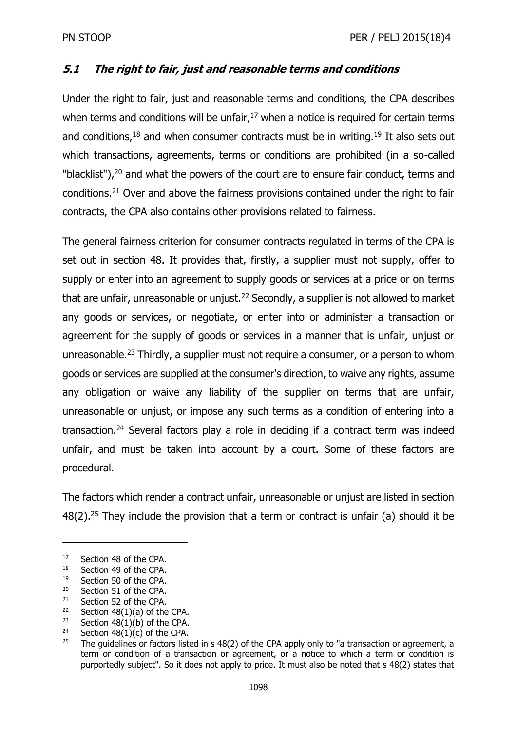### *5.1 The right to fair, just and reasonable terms and conditions*

Under the right to fair, just and reasonable terms and conditions, the CPA describes when terms and conditions will be unfair,[17] when a notice is required for certain terms and conditions,[18] and when consumer contracts must be in writing.[19] It also sets out which transactions, agreements, terms or conditions are prohibited (in a so-called "blacklist"),[20] and what the powers of the court are to ensure fair conduct, terms and conditions.[21] Over and above the fairness provisions contained under the right to fair contracts, the CPA also contains other provisions related to fairness.

The general fairness criterion for consumer contracts regulated in terms of the CPA is set out in section 48. It provides that, firstly, a supplier must not supply, offer to supply or enter into an agreement to supply goods or services at a price or on terms that are unfair, unreasonable or unjust.[22] Secondly, a supplier is not allowed to market any goods or services, or negotiate, or enter into or administer a transaction or agreement for the supply of goods or services in a manner that is unfair, unjust or unreasonable.[23] Thirdly, a supplier must not require a consumer, or a person to whom goods or services are supplied at the consumer's direction, to waive any rights, assume any obligation or waive any liability of the supplier on terms that are unfair, unreasonable or unjust, or impose any such terms as a condition of entering into a transaction.[24] Several factors play a role in deciding if a contract term was indeed unfair, and must be taken into account by a court. Some of these factors are procedural.

The factors which render a contract unfair, unreasonable or unjust are listed in section 48(2).[25] They include the provision that a term or contract is unfair (a) should it be

---

[17] Section 48 of the CPA.

[18] Section 49 of the CPA.

[19] Section 50 of the CPA.

[20] Section 51 of the CPA.

[21] Section 52 of the CPA.

[22] Section 48(1)(a) of the CPA.

[23] Section 48(1)(b) of the CPA.

[24] Section 48(1)(c) of the CPA.

[25] The guidelines or factors listed in s 48(2) of the CPA apply only to "a transaction or agreement, a term or condition of a transaction or agreement, or a notice to which a term or condition is purportedly subject". So it does not apply to price. It must also be noted that s 48(2) states that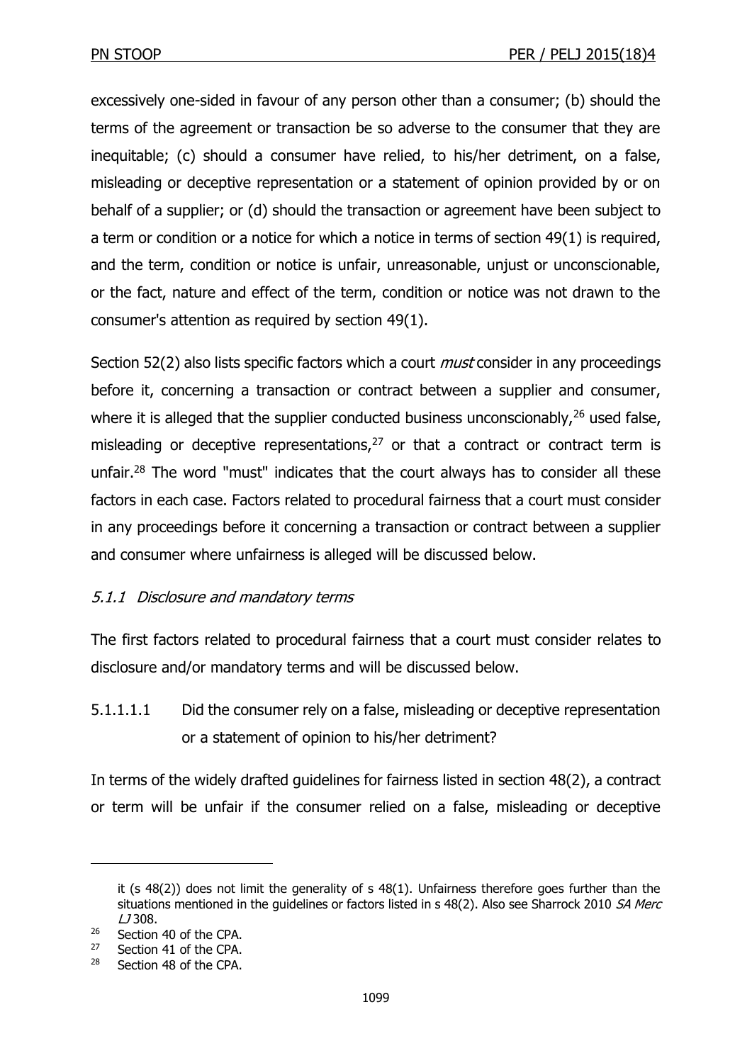excessively one-sided in favour of any person other than a consumer; (b) should the terms of the agreement or transaction be so adverse to the consumer that they are inequitable; (c) should a consumer have relied, to his/her detriment, on a false, misleading or deceptive representation or a statement of opinion provided by or on behalf of a supplier; or (d) should the transaction or agreement have been subject to a term or condition or a notice for which a notice in terms of section 49(1) is required, and the term, condition or notice is unfair, unreasonable, unjust or unconscionable, or the fact, nature and effect of the term, condition or notice was not drawn to the consumer's attention as required by section 49(1).

Section 52(2) also lists specific factors which a court *must* consider in any proceedings before it, concerning a transaction or contract between a supplier and consumer, where it is alleged that the supplier conducted business unconscionably,[26] used false, misleading or deceptive representations,[27] or that a contract or contract term is unfair.[28] The word "must" indicates that the court always has to consider all these factors in each case. Factors related to procedural fairness that a court must consider in any proceedings before it concerning a transaction or contract between a supplier and consumer where unfairness is alleged will be discussed below.

#### *5.1.1 Disclosure and mandatory terms*

The first factors related to procedural fairness that a court must consider relates to disclosure and/or mandatory terms and will be discussed below.

##### 5.1.1.1.1 Did the consumer rely on a false, misleading or deceptive representation or a statement of opinion to his/her detriment?

In terms of the widely drafted guidelines for fairness listed in section 48(2), a contract or term will be unfair if the consumer relied on a false, misleading or deceptive

---

it (s 48(2)) does not limit the generality of s 48(1). Unfairness therefore goes further than the situations mentioned in the guidelines or factors listed in s 48(2). Also see Sharrock 2010 *SA Merc LJ* 308.

[26] Section 40 of the CPA.

[27] Section 41 of the CPA.

[28] Section 48 of the CPA.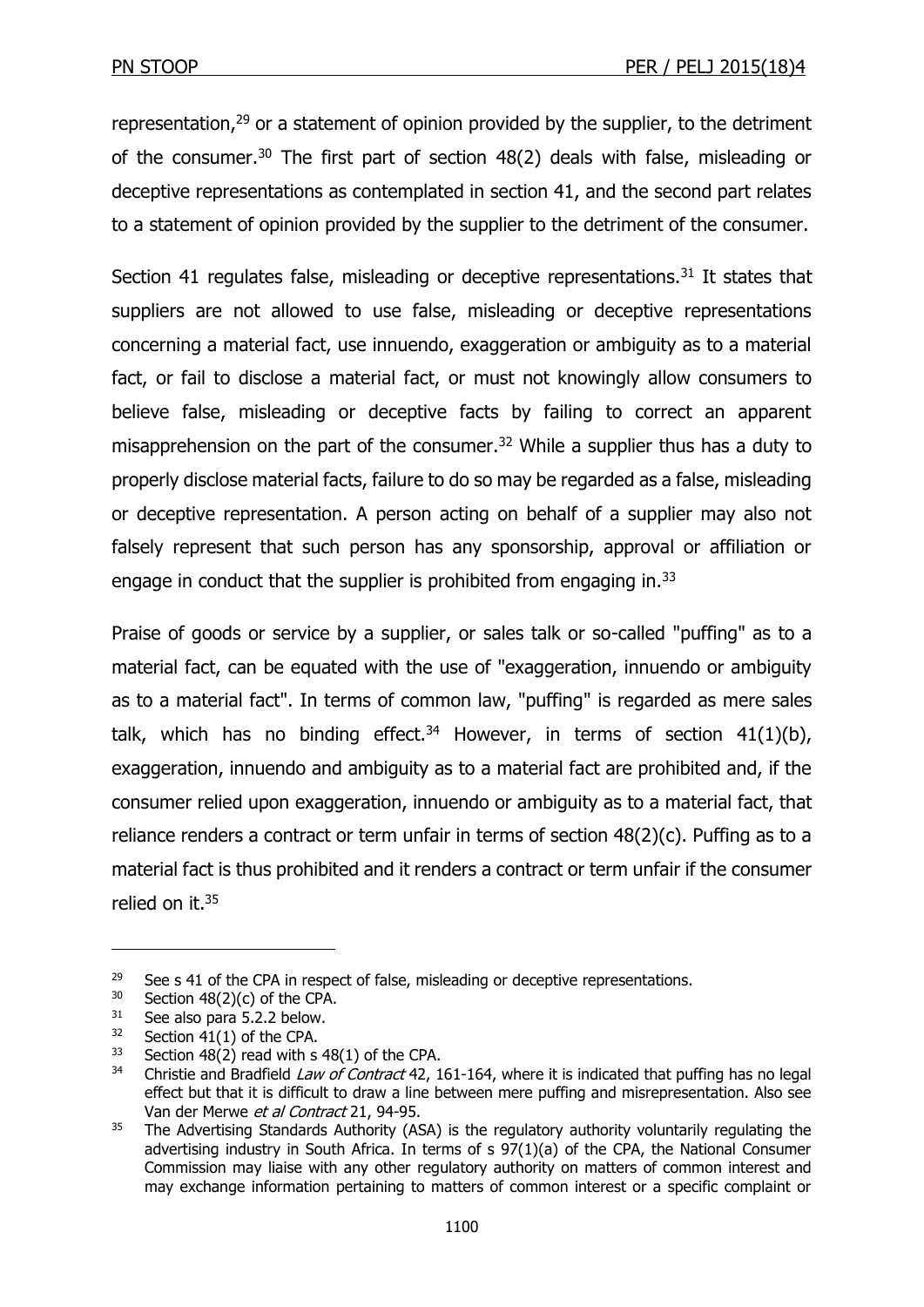representation,[29] or a statement of opinion provided by the supplier, to the detriment of the consumer.[30] The first part of section 48(2) deals with false, misleading or deceptive representations as contemplated in section 41, and the second part relates to a statement of opinion provided by the supplier to the detriment of the consumer.

Section 41 regulates false, misleading or deceptive representations.[31] It states that suppliers are not allowed to use false, misleading or deceptive representations concerning a material fact, use innuendo, exaggeration or ambiguity as to a material fact, or fail to disclose a material fact, or must not knowingly allow consumers to believe false, misleading or deceptive facts by failing to correct an apparent misapprehension on the part of the consumer.[32] While a supplier thus has a duty to properly disclose material facts, failure to do so may be regarded as a false, misleading or deceptive representation. A person acting on behalf of a supplier may also not falsely represent that such person has any sponsorship, approval or affiliation or engage in conduct that the supplier is prohibited from engaging in.[33]

Praise of goods or service by a supplier, or sales talk or so-called "puffing" as to a material fact, can be equated with the use of "exaggeration, innuendo or ambiguity as to a material fact". In terms of common law, "puffing" is regarded as mere sales talk, which has no binding effect.[34] However, in terms of section 41(1)(b), exaggeration, innuendo and ambiguity as to a material fact are prohibited and, if the consumer relied upon exaggeration, innuendo or ambiguity as to a material fact, that reliance renders a contract or term unfair in terms of section 48(2)(c). Puffing as to a material fact is thus prohibited and it renders a contract or term unfair if the consumer relied on it.[35]

---

29 See s 41 of the CPA in respect of false, misleading or deceptive representations.

30 Section 48(2)(c) of the CPA.

31 See also para 5.2.2 below.

32 Section 41(1) of the CPA.

33 Section 48(2) read with s 48(1) of the CPA.

34 Christie and Bradfield *Law of Contract* 42, 161-164, where it is indicated that puffing has no legal effect but that it is difficult to draw a line between mere puffing and misrepresentation. Also see Van der Merwe *et al Contract* 21, 94-95.

35 The Advertising Standards Authority (ASA) is the regulatory authority voluntarily regulating the advertising industry in South Africa. In terms of s 97(1)(a) of the CPA, the National Consumer Commission may liaise with any other regulatory authority on matters of common interest and may exchange information pertaining to matters of common interest or a specific complaint or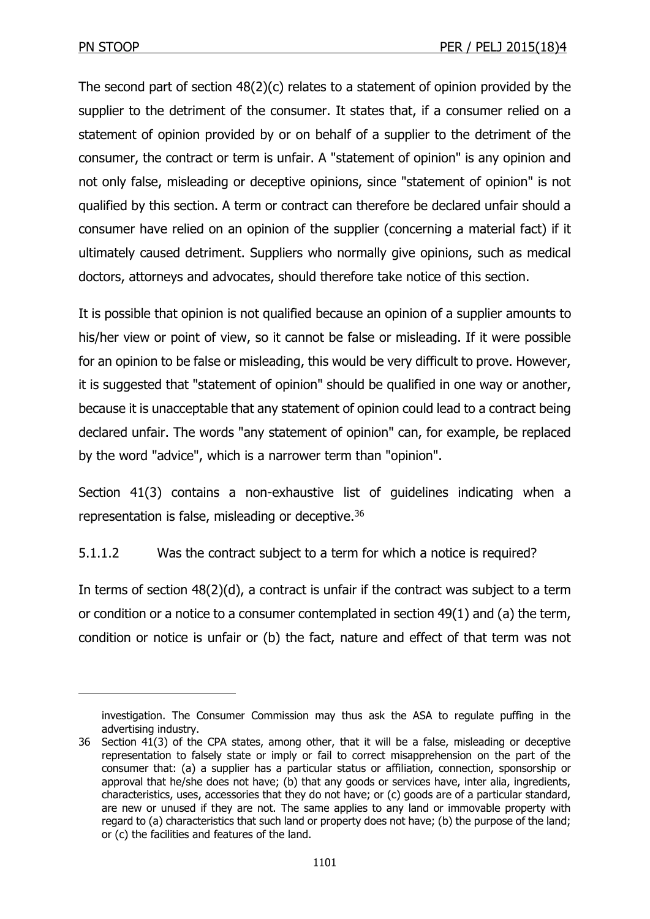The second part of section 48(2)(c) relates to a statement of opinion provided by the supplier to the detriment of the consumer. It states that, if a consumer relied on a statement of opinion provided by or on behalf of a supplier to the detriment of the consumer, the contract or term is unfair. A "statement of opinion" is any opinion and not only false, misleading or deceptive opinions, since "statement of opinion" is not qualified by this section. A term or contract can therefore be declared unfair should a consumer have relied on an opinion of the supplier (concerning a material fact) if it ultimately caused detriment. Suppliers who normally give opinions, such as medical doctors, attorneys and advocates, should therefore take notice of this section.

It is possible that opinion is not qualified because an opinion of a supplier amounts to his/her view or point of view, so it cannot be false or misleading. If it were possible for an opinion to be false or misleading, this would be very difficult to prove. However, it is suggested that "statement of opinion" should be qualified in one way or another, because it is unacceptable that any statement of opinion could lead to a contract being declared unfair. The words "any statement of opinion" can, for example, be replaced by the word "advice", which is a narrower term than "opinion".

Section 41(3) contains a non-exhaustive list of guidelines indicating when a representation is false, misleading or deceptive.[36]

##### 5.1.1.2 Was the contract subject to a term for which a notice is required?

In terms of section 48(2)(d), a contract is unfair if the contract was subject to a term or condition or a notice to a consumer contemplated in section 49(1) and (a) the term, condition or notice is unfair or (b) the fact, nature and effect of that term was not

---

investigation. The Consumer Commission may thus ask the ASA to regulate puffing in the advertising industry.

36 Section 41(3) of the CPA states, among other, that it will be a false, misleading or deceptive representation to falsely state or imply or fail to correct misapprehension on the part of the consumer that: (a) a supplier has a particular status or affiliation, connection, sponsorship or approval that he/she does not have; (b) that any goods or services have, inter alia, ingredients, characteristics, uses, accessories that they do not have; or (c) goods are of a particular standard, are new or unused if they are not. The same applies to any land or immovable property with regard to (a) characteristics that such land or property does not have; (b) the purpose of the land; or (c) the facilities and features of the land.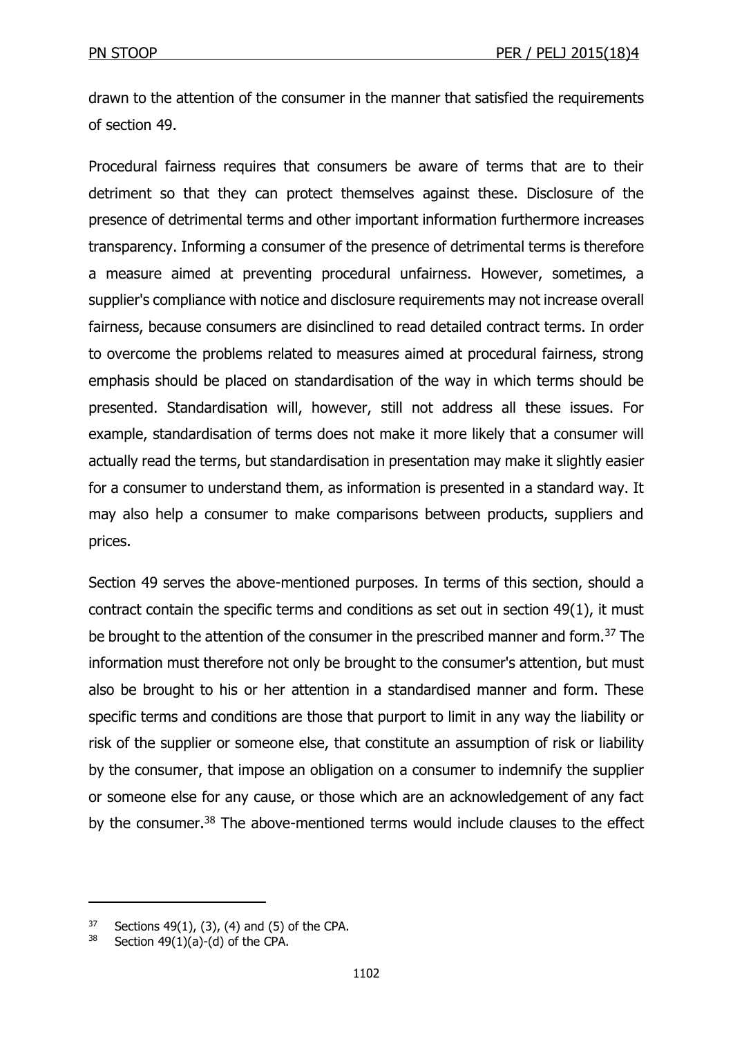drawn to the attention of the consumer in the manner that satisfied the requirements of section 49.

Procedural fairness requires that consumers be aware of terms that are to their detriment so that they can protect themselves against these. Disclosure of the presence of detrimental terms and other important information furthermore increases transparency. Informing a consumer of the presence of detrimental terms is therefore a measure aimed at preventing procedural unfairness. However, sometimes, a supplier's compliance with notice and disclosure requirements may not increase overall fairness, because consumers are disinclined to read detailed contract terms. In order to overcome the problems related to measures aimed at procedural fairness, strong emphasis should be placed on standardisation of the way in which terms should be presented. Standardisation will, however, still not address all these issues. For example, standardisation of terms does not make it more likely that a consumer will actually read the terms, but standardisation in presentation may make it slightly easier for a consumer to understand them, as information is presented in a standard way. It may also help a consumer to make comparisons between products, suppliers and prices.

Section 49 serves the above-mentioned purposes. In terms of this section, should a contract contain the specific terms and conditions as set out in section 49(1), it must be brought to the attention of the consumer in the prescribed manner and form.[37] The information must therefore not only be brought to the consumer's attention, but must also be brought to his or her attention in a standardised manner and form. These specific terms and conditions are those that purport to limit in any way the liability or risk of the supplier or someone else, that constitute an assumption of risk or liability by the consumer, that impose an obligation on a consumer to indemnify the supplier or someone else for any cause, or those which are an acknowledgement of any fact by the consumer.[38] The above-mentioned terms would include clauses to the effect

---

[37] Sections 49(1), (3), (4) and (5) of the CPA.

[38] Section 49(1)(a)-(d) of the CPA.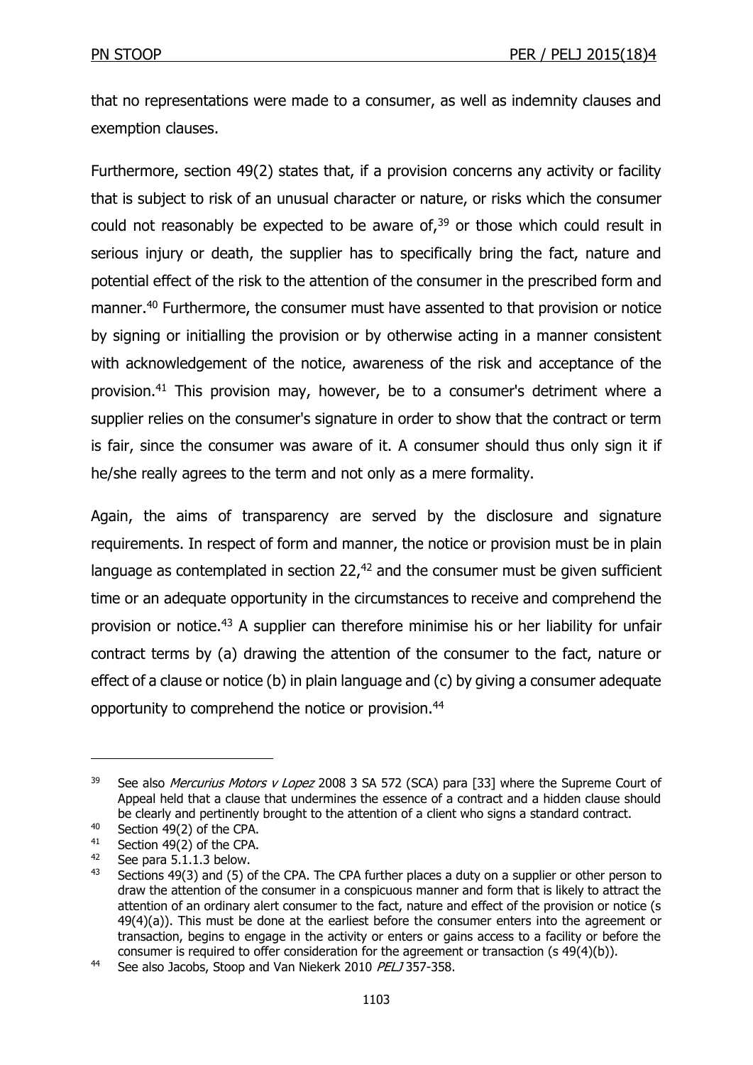that no representations were made to a consumer, as well as indemnity clauses and exemption clauses.

Furthermore, section 49(2) states that, if a provision concerns any activity or facility that is subject to risk of an unusual character or nature, or risks which the consumer could not reasonably be expected to be aware of,[39] or those which could result in serious injury or death, the supplier has to specifically bring the fact, nature and potential effect of the risk to the attention of the consumer in the prescribed form and manner.[40] Furthermore, the consumer must have assented to that provision or notice by signing or initialling the provision or by otherwise acting in a manner consistent with acknowledgement of the notice, awareness of the risk and acceptance of the provision.[41] This provision may, however, be to a consumer's detriment where a supplier relies on the consumer's signature in order to show that the contract or term is fair, since the consumer was aware of it. A consumer should thus only sign it if he/she really agrees to the term and not only as a mere formality.

Again, the aims of transparency are served by the disclosure and signature requirements. In respect of form and manner, the notice or provision must be in plain language as contemplated in section 22,[42] and the consumer must be given sufficient time or an adequate opportunity in the circumstances to receive and comprehend the provision or notice.[43] A supplier can therefore minimise his or her liability for unfair contract terms by (a) drawing the attention of the consumer to the fact, nature or effect of a clause or notice (b) in plain language and (c) by giving a consumer adequate opportunity to comprehend the notice or provision.[44]

---

[39] See also *Mercurius Motors v Lopez* 2008 3 SA 572 (SCA) para [33] where the Supreme Court of Appeal held that a clause that undermines the essence of a contract and a hidden clause should be clearly and pertinently brought to the attention of a client who signs a standard contract.

[40] Section 49(2) of the CPA.

[41] Section 49(2) of the CPA.

[42] See para 5.1.1.3 below.

[43] Sections 49(3) and (5) of the CPA. The CPA further places a duty on a supplier or other person to draw the attention of the consumer in a conspicuous manner and form that is likely to attract the attention of an ordinary alert consumer to the fact, nature and effect of the provision or notice (s 49(4)(a)). This must be done at the earliest before the consumer enters into the agreement or transaction, begins to engage in the activity or enters or gains access to a facility or before the consumer is required to offer consideration for the agreement or transaction (s 49(4)(b)).

[44] See also Jacobs, Stoop and Van Niekerk 2010 *PELJ* 357-358.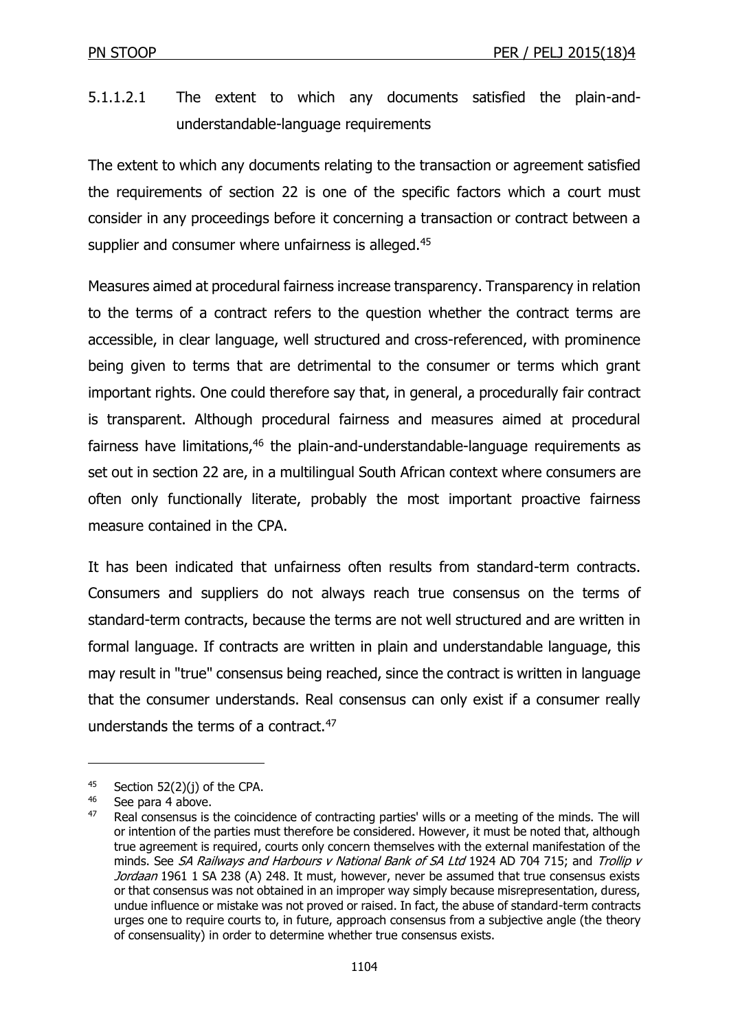#### 5.1.1.2.1 The extent to which any documents satisfied the plain-and-understandable-language requirements

The extent to which any documents relating to the transaction or agreement satisfied the requirements of section 22 is one of the specific factors which a court must consider in any proceedings before it concerning a transaction or contract between a supplier and consumer where unfairness is alleged.[45]

Measures aimed at procedural fairness increase transparency. Transparency in relation to the terms of a contract refers to the question whether the contract terms are accessible, in clear language, well structured and cross-referenced, with prominence being given to terms that are detrimental to the consumer or terms which grant important rights. One could therefore say that, in general, a procedurally fair contract is transparent. Although procedural fairness and measures aimed at procedural fairness have limitations,[46] the plain-and-understandable-language requirements as set out in section 22 are, in a multilingual South African context where consumers are often only functionally literate, probably the most important proactive fairness measure contained in the CPA.

It has been indicated that unfairness often results from standard-term contracts. Consumers and suppliers do not always reach true consensus on the terms of standard-term contracts, because the terms are not well structured and are written in formal language. If contracts are written in plain and understandable language, this may result in "true" consensus being reached, since the contract is written in language that the consumer understands. Real consensus can only exist if a consumer really understands the terms of a contract.[47]

---

[45] Section 52(2)(j) of the CPA.

[46] See para 4 above.

[47] Real consensus is the coincidence of contracting parties' wills or a meeting of the minds. The will or intention of the parties must therefore be considered. However, it must be noted that, although true agreement is required, courts only concern themselves with the external manifestation of the minds. See *SA Railways and Harbours v National Bank of SA Ltd* 1924 AD 704 715; and *Trollip v Jordaan* 1961 1 SA 238 (A) 248. It must, however, never be assumed that true consensus exists or that consensus was not obtained in an improper way simply because misrepresentation, duress, undue influence or mistake was not proved or raised. In fact, the abuse of standard-term contracts urges one to require courts to, in future, approach consensus from a subjective angle (the theory of consensuality) in order to determine whether true consensus exists.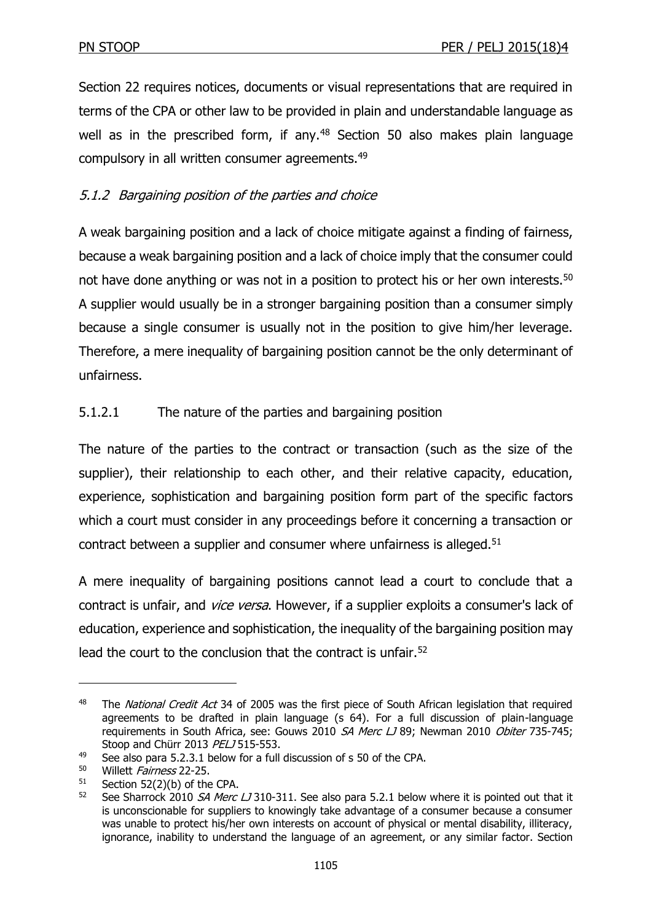Section 22 requires notices, documents or visual representations that are required in terms of the CPA or other law to be provided in plain and understandable language as well as in the prescribed form, if any.[48] Section 50 also makes plain language compulsory in all written consumer agreements.[49]

### *5.1.2 Bargaining position of the parties and choice*

A weak bargaining position and a lack of choice mitigate against a finding of fairness, because a weak bargaining position and a lack of choice imply that the consumer could not have done anything or was not in a position to protect his or her own interests.[50] A supplier would usually be in a stronger bargaining position than a consumer simply because a single consumer is usually not in the position to give him/her leverage. Therefore, a mere inequality of bargaining position cannot be the only determinant of unfairness.

#### 5.1.2.1 The nature of the parties and bargaining position

The nature of the parties to the contract or transaction (such as the size of the supplier), their relationship to each other, and their relative capacity, education, experience, sophistication and bargaining position form part of the specific factors which a court must consider in any proceedings before it concerning a transaction or contract between a supplier and consumer where unfairness is alleged.[51]

A mere inequality of bargaining positions cannot lead a court to conclude that a contract is unfair, and *vice versa*. However, if a supplier exploits a consumer's lack of education, experience and sophistication, the inequality of the bargaining position may lead the court to the conclusion that the contract is unfair.[52]

---

[48] The *National Credit Act* 34 of 2005 was the first piece of South African legislation that required agreements to be drafted in plain language (s 64). For a full discussion of plain-language requirements in South Africa, see: Gouws 2010 *SA Merc LJ* 89; Newman 2010 *Obiter* 735-745; Stoop and Chürr 2013 *PELJ* 515-553.

[49] See also para 5.2.3.1 below for a full discussion of s 50 of the CPA.

[50] Willett *Fairness* 22-25.

[51] Section 52(2)(b) of the CPA.

[52] See Sharrock 2010 *SA Merc LJ* 310-311. See also para 5.2.1 below where it is pointed out that it is unconscionable for suppliers to knowingly take advantage of a consumer because a consumer was unable to protect his/her own interests on account of physical or mental disability, illiteracy, ignorance, inability to understand the language of an agreement, or any similar factor. Section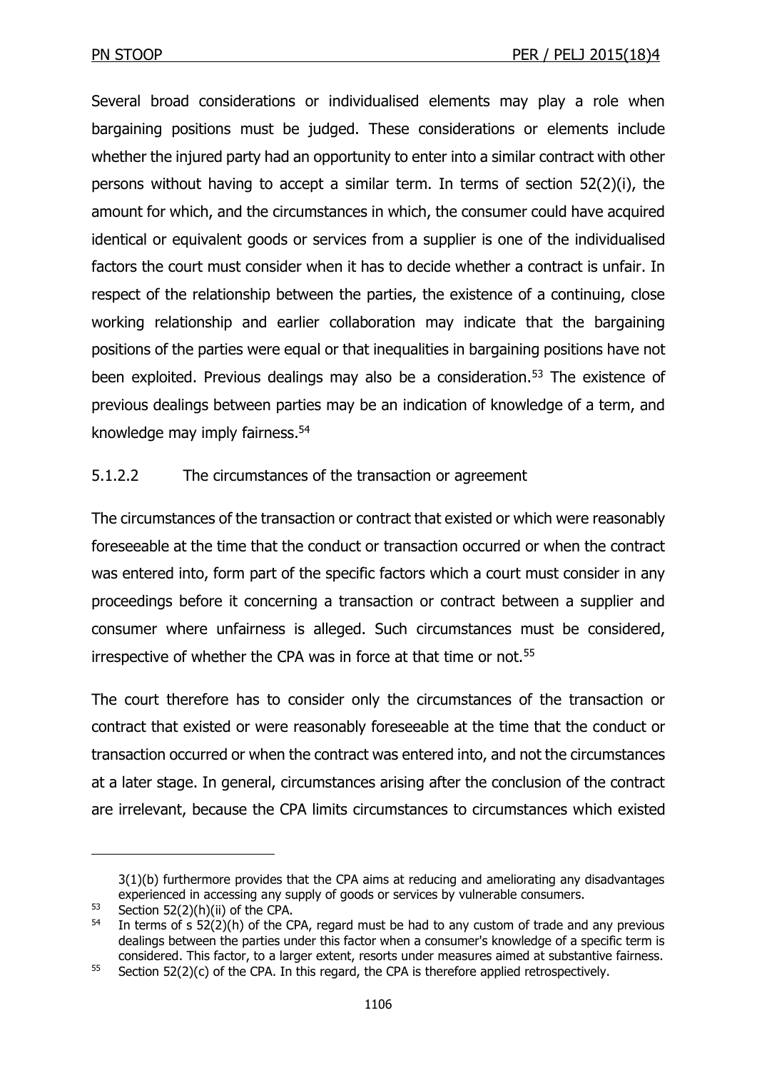Several broad considerations or individualised elements may play a role when bargaining positions must be judged. These considerations or elements include whether the injured party had an opportunity to enter into a similar contract with other persons without having to accept a similar term. In terms of section 52(2)(i), the amount for which, and the circumstances in which, the consumer could have acquired identical or equivalent goods or services from a supplier is one of the individualised factors the court must consider when it has to decide whether a contract is unfair. In respect of the relationship between the parties, the existence of a continuing, close working relationship and earlier collaboration may indicate that the bargaining positions of the parties were equal or that inequalities in bargaining positions have not been exploited. Previous dealings may also be a consideration.[53] The existence of previous dealings between parties may be an indication of knowledge of a term, and knowledge may imply fairness.[54]

#### 5.1.2.2 The circumstances of the transaction or agreement

The circumstances of the transaction or contract that existed or which were reasonably foreseeable at the time that the conduct or transaction occurred or when the contract was entered into, form part of the specific factors which a court must consider in any proceedings before it concerning a transaction or contract between a supplier and consumer where unfairness is alleged. Such circumstances must be considered, irrespective of whether the CPA was in force at that time or not.[55]

The court therefore has to consider only the circumstances of the transaction or contract that existed or were reasonably foreseeable at the time that the conduct or transaction occurred or when the contract was entered into, and not the circumstances at a later stage. In general, circumstances arising after the conclusion of the contract are irrelevant, because the CPA limits circumstances to circumstances which existed

---

3(1)(b) furthermore provides that the CPA aims at reducing and ameliorating any disadvantages experienced in accessing any supply of goods or services by vulnerable consumers.

[53] Section 52(2)(h)(ii) of the CPA.

[54] In terms of s 52(2)(h) of the CPA, regard must be had to any custom of trade and any previous dealings between the parties under this factor when a consumer's knowledge of a specific term is considered. This factor, to a larger extent, resorts under measures aimed at substantive fairness.

[55] Section 52(2)(c) of the CPA. In this regard, the CPA is therefore applied retrospectively.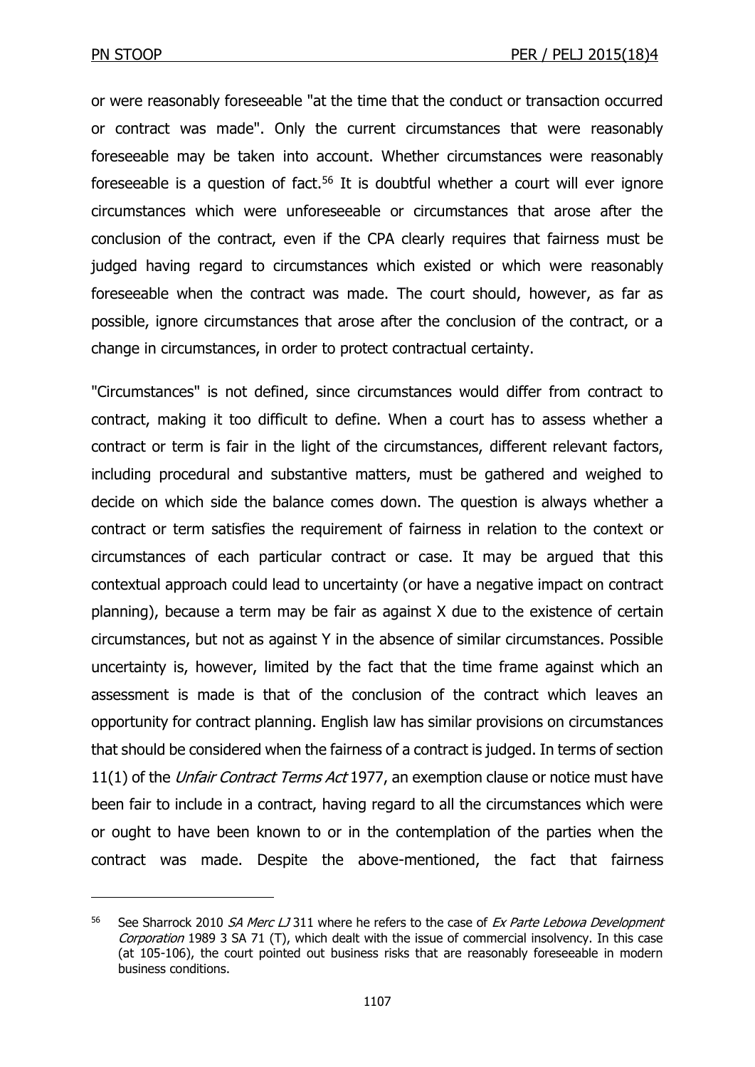or were reasonably foreseeable "at the time that the conduct or transaction occurred or contract was made". Only the current circumstances that were reasonably foreseeable may be taken into account. Whether circumstances were reasonably foreseeable is a question of fact.[56] It is doubtful whether a court will ever ignore circumstances which were unforeseeable or circumstances that arose after the conclusion of the contract, even if the CPA clearly requires that fairness must be judged having regard to circumstances which existed or which were reasonably foreseeable when the contract was made. The court should, however, as far as possible, ignore circumstances that arose after the conclusion of the contract, or a change in circumstances, in order to protect contractual certainty.

"Circumstances" is not defined, since circumstances would differ from contract to contract, making it too difficult to define. When a court has to assess whether a contract or term is fair in the light of the circumstances, different relevant factors, including procedural and substantive matters, must be gathered and weighed to decide on which side the balance comes down. The question is always whether a contract or term satisfies the requirement of fairness in relation to the context or circumstances of each particular contract or case. It may be argued that this contextual approach could lead to uncertainty (or have a negative impact on contract planning), because a term may be fair as against X due to the existence of certain circumstances, but not as against Y in the absence of similar circumstances. Possible uncertainty is, however, limited by the fact that the time frame against which an assessment is made is that of the conclusion of the contract which leaves an opportunity for contract planning. English law has similar provisions on circumstances that should be considered when the fairness of a contract is judged. In terms of section 11(1) of the *Unfair Contract Terms Act* 1977, an exemption clause or notice must have been fair to include in a contract, having regard to all the circumstances which were or ought to have been known to or in the contemplation of the parties when the contract was made. Despite the above-mentioned, the fact that fairness

---

[56] See Sharrock 2010 *SA Merc LJ* 311 where he refers to the case of *Ex Parte Lebowa Development Corporation* 1989 3 SA 71 (T), which dealt with the issue of commercial insolvency. In this case (at 105-106), the court pointed out business risks that are reasonably foreseeable in modern business conditions.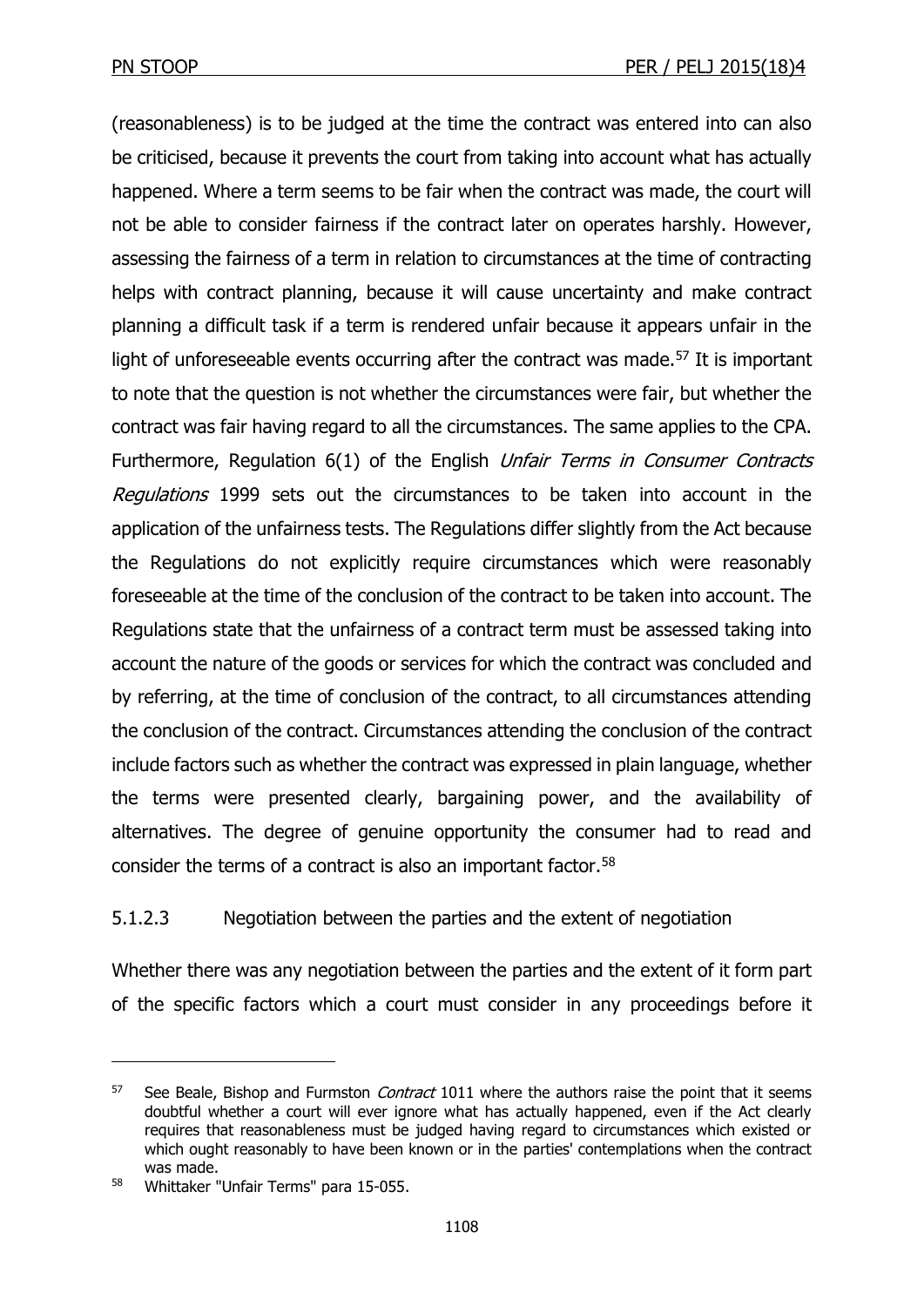(reasonableness) is to be judged at the time the contract was entered into can also be criticised, because it prevents the court from taking into account what has actually happened. Where a term seems to be fair when the contract was made, the court will not be able to consider fairness if the contract later on operates harshly. However, assessing the fairness of a term in relation to circumstances at the time of contracting helps with contract planning, because it will cause uncertainty and make contract planning a difficult task if a term is rendered unfair because it appears unfair in the light of unforeseeable events occurring after the contract was made.[57] It is important to note that the question is not whether the circumstances were fair, but whether the contract was fair having regard to all the circumstances. The same applies to the CPA. Furthermore, Regulation 6(1) of the English *Unfair Terms in Consumer Contracts Regulations* 1999 sets out the circumstances to be taken into account in the application of the unfairness tests. The Regulations differ slightly from the Act because the Regulations do not explicitly require circumstances which were reasonably foreseeable at the time of the conclusion of the contract to be taken into account. The Regulations state that the unfairness of a contract term must be assessed taking into account the nature of the goods or services for which the contract was concluded and by referring, at the time of conclusion of the contract, to all circumstances attending the conclusion of the contract. Circumstances attending the conclusion of the contract include factors such as whether the contract was expressed in plain language, whether the terms were presented clearly, bargaining power, and the availability of alternatives. The degree of genuine opportunity the consumer had to read and consider the terms of a contract is also an important factor.[58]

#### 5.1.2.3 Negotiation between the parties and the extent of negotiation

Whether there was any negotiation between the parties and the extent of it form part of the specific factors which a court must consider in any proceedings before it

---

[57] See Beale, Bishop and Furmston *Contract* 1011 where the authors raise the point that it seems doubtful whether a court will ever ignore what has actually happened, even if the Act clearly requires that reasonableness must be judged having regard to circumstances which existed or which ought reasonably to have been known or in the parties' contemplations when the contract was made.

[58] Whittaker "Unfair Terms" para 15-055.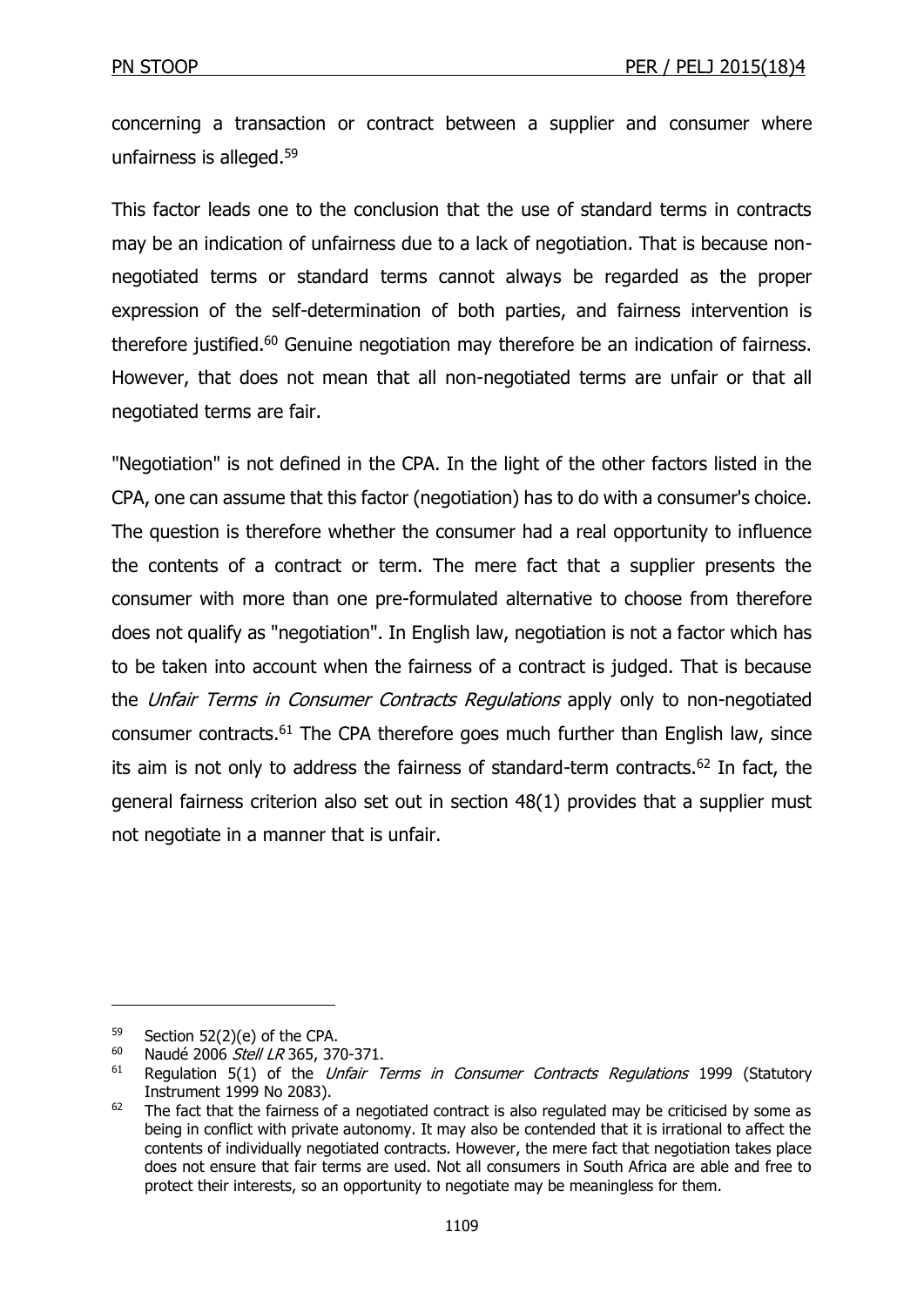concerning a transaction or contract between a supplier and consumer where unfairness is alleged.[59]

This factor leads one to the conclusion that the use of standard terms in contracts may be an indication of unfairness due to a lack of negotiation. That is because non-negotiated terms or standard terms cannot always be regarded as the proper expression of the self-determination of both parties, and fairness intervention is therefore justified.[60] Genuine negotiation may therefore be an indication of fairness. However, that does not mean that all non-negotiated terms are unfair or that all negotiated terms are fair.

"Negotiation" is not defined in the CPA. In the light of the other factors listed in the CPA, one can assume that this factor (negotiation) has to do with a consumer's choice. The question is therefore whether the consumer had a real opportunity to influence the contents of a contract or term. The mere fact that a supplier presents the consumer with more than one pre-formulated alternative to choose from therefore does not qualify as "negotiation". In English law, negotiation is not a factor which has to be taken into account when the fairness of a contract is judged. That is because the *Unfair Terms in Consumer Contracts Regulations* apply only to non-negotiated consumer contracts.[61] The CPA therefore goes much further than English law, since its aim is not only to address the fairness of standard-term contracts.[62] In fact, the general fairness criterion also set out in section 48(1) provides that a supplier must not negotiate in a manner that is unfair.

---

[59] Section 52(2)(e) of the CPA.

[60] Naudé 2006 *Stell LR* 365, 370-371.

[61] Regulation 5(1) of the *Unfair Terms in Consumer Contracts Regulations* 1999 (Statutory Instrument 1999 No 2083).

[62] The fact that the fairness of a negotiated contract is also regulated may be criticised by some as being in conflict with private autonomy. It may also be contended that it is irrational to affect the contents of individually negotiated contracts. However, the mere fact that negotiation takes place does not ensure that fair terms are used. Not all consumers in South Africa are able and free to protect their interests, so an opportunity to negotiate may be meaningless for them.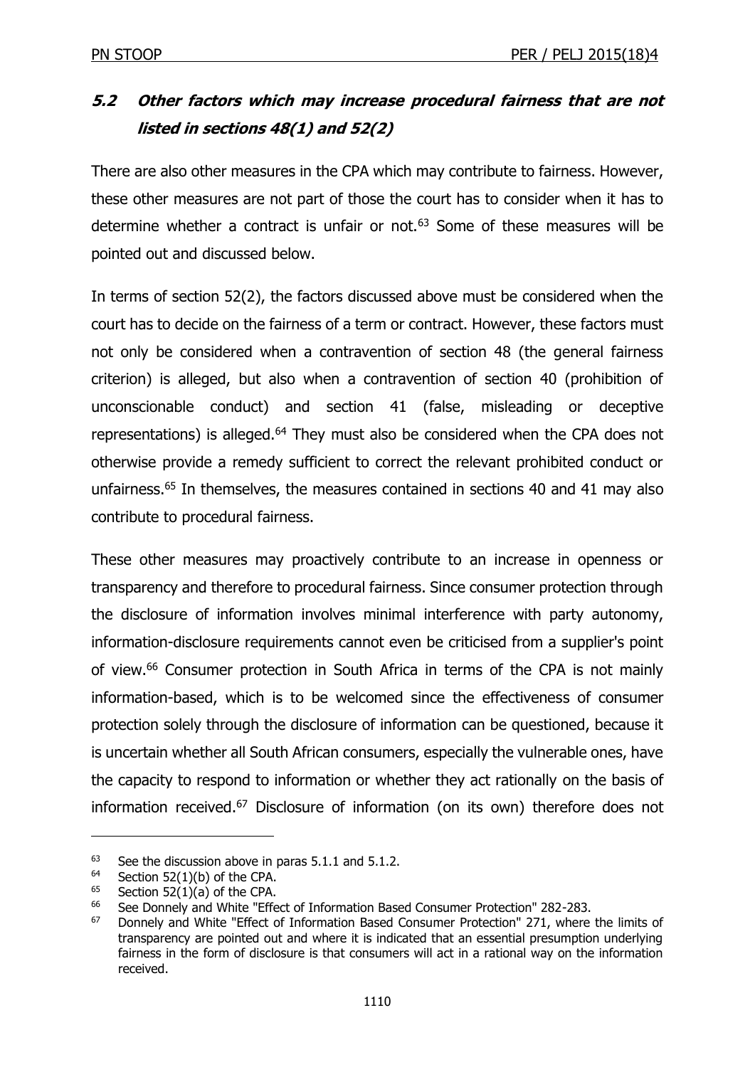### *5.2 Other factors which may increase procedural fairness that are not listed in sections 48(1) and 52(2)*

There are also other measures in the CPA which may contribute to fairness. However, these other measures are not part of those the court has to consider when it has to determine whether a contract is unfair or not.[63] Some of these measures will be pointed out and discussed below.

In terms of section 52(2), the factors discussed above must be considered when the court has to decide on the fairness of a term or contract. However, these factors must not only be considered when a contravention of section 48 (the general fairness criterion) is alleged, but also when a contravention of section 40 (prohibition of unconscionable conduct) and section 41 (false, misleading or deceptive representations) is alleged.[64] They must also be considered when the CPA does not otherwise provide a remedy sufficient to correct the relevant prohibited conduct or unfairness.[65] In themselves, the measures contained in sections 40 and 41 may also contribute to procedural fairness.

These other measures may proactively contribute to an increase in openness or transparency and therefore to procedural fairness. Since consumer protection through the disclosure of information involves minimal interference with party autonomy, information-disclosure requirements cannot even be criticised from a supplier's point of view.[66] Consumer protection in South Africa in terms of the CPA is not mainly information-based, which is to be welcomed since the effectiveness of consumer protection solely through the disclosure of information can be questioned, because it is uncertain whether all South African consumers, especially the vulnerable ones, have the capacity to respond to information or whether they act rationally on the basis of information received.[67] Disclosure of information (on its own) therefore does not

---

[63] See the discussion above in paras 5.1.1 and 5.1.2.

[64] Section 52(1)(b) of the CPA.

[65] Section 52(1)(a) of the CPA.

[66] See Donnely and White "Effect of Information Based Consumer Protection" 282-283.

[67] Donnely and White "Effect of Information Based Consumer Protection" 271, where the limits of transparency are pointed out and where it is indicated that an essential presumption underlying fairness in the form of disclosure is that consumers will act in a rational way on the information received.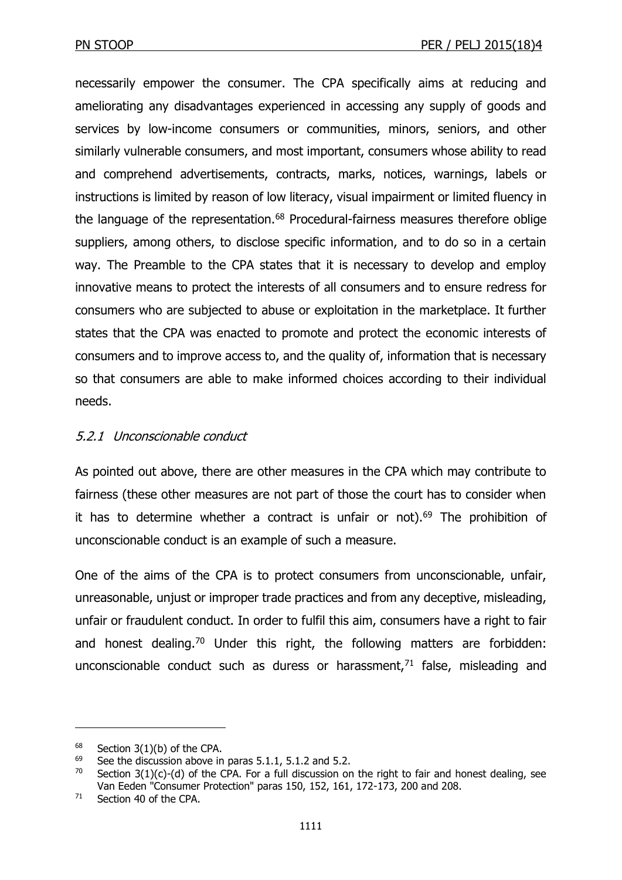necessarily empower the consumer. The CPA specifically aims at reducing and ameliorating any disadvantages experienced in accessing any supply of goods and services by low-income consumers or communities, minors, seniors, and other similarly vulnerable consumers, and most important, consumers whose ability to read and comprehend advertisements, contracts, marks, notices, warnings, labels or instructions is limited by reason of low literacy, visual impairment or limited fluency in the language of the representation.[68] Procedural-fairness measures therefore oblige suppliers, among others, to disclose specific information, and to do so in a certain way. The Preamble to the CPA states that it is necessary to develop and employ innovative means to protect the interests of all consumers and to ensure redress for consumers who are subjected to abuse or exploitation in the marketplace. It further states that the CPA was enacted to promote and protect the economic interests of consumers and to improve access to, and the quality of, information that is necessary so that consumers are able to make informed choices according to their individual needs.

#### *5.2.1 Unconscionable conduct*

As pointed out above, there are other measures in the CPA which may contribute to fairness (these other measures are not part of those the court has to consider when it has to determine whether a contract is unfair or not).[69] The prohibition of unconscionable conduct is an example of such a measure.

One of the aims of the CPA is to protect consumers from unconscionable, unfair, unreasonable, unjust or improper trade practices and from any deceptive, misleading, unfair or fraudulent conduct. In order to fulfil this aim, consumers have a right to fair and honest dealing.[70] Under this right, the following matters are forbidden: unconscionable conduct such as duress or harassment,[71] false, misleading and

---

[68] Section 3(1)(b) of the CPA.

[69] See the discussion above in paras 5.1.1, 5.1.2 and 5.2.

[70] Section 3(1)(c)-(d) of the CPA. For a full discussion on the right to fair and honest dealing, see Van Eeden "Consumer Protection" paras 150, 152, 161, 172-173, 200 and 208.

[71] Section 40 of the CPA.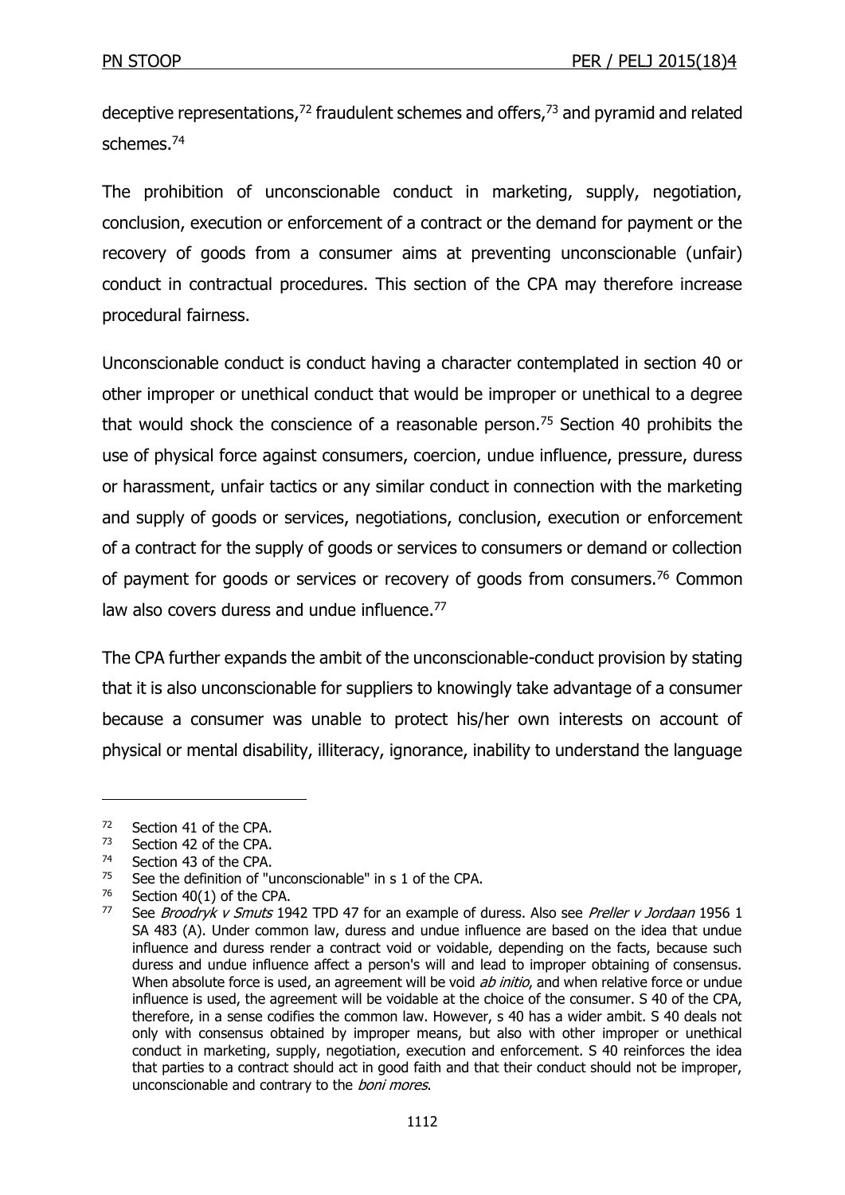deceptive representations,[72] fraudulent schemes and offers,[73] and pyramid and related schemes.[74]

The prohibition of unconscionable conduct in marketing, supply, negotiation, conclusion, execution or enforcement of a contract or the demand for payment or the recovery of goods from a consumer aims at preventing unconscionable (unfair) conduct in contractual procedures. This section of the CPA may therefore increase procedural fairness.

Unconscionable conduct is conduct having a character contemplated in section 40 or other improper or unethical conduct that would be improper or unethical to a degree that would shock the conscience of a reasonable person.[75] Section 40 prohibits the use of physical force against consumers, coercion, undue influence, pressure, duress or harassment, unfair tactics or any similar conduct in connection with the marketing and supply of goods or services, negotiations, conclusion, execution or enforcement of a contract for the supply of goods or services to consumers or demand or collection of payment for goods or services or recovery of goods from consumers.[76] Common law also covers duress and undue influence.[77]

The CPA further expands the ambit of the unconscionable-conduct provision by stating that it is also unconscionable for suppliers to knowingly take advantage of a consumer because a consumer was unable to protect his/her own interests on account of physical or mental disability, illiteracy, ignorance, inability to understand the language

---

[72] Section 41 of the CPA.

[73] Section 42 of the CPA.

[74] Section 43 of the CPA.

[75] See the definition of "unconscionable" in s 1 of the CPA.

[76] Section 40(1) of the CPA.

[77] See *Broodryk v Smuts* 1942 TPD 47 for an example of duress. Also see *Preller v Jordaan* 1956 1 SA 483 (A). Under common law, duress and undue influence are based on the idea that undue influence and duress render a contract void or voidable, depending on the facts, because such duress and undue influence affect a person's will and lead to improper obtaining of consensus. When absolute force is used, an agreement will be void *ab initio*, and when relative force or undue influence is used, the agreement will be voidable at the choice of the consumer. S 40 of the CPA, therefore, in a sense codifies the common law. However, s 40 has a wider ambit. S 40 deals not only with consensus obtained by improper means, but also with other improper or unethical conduct in marketing, supply, negotiation, execution and enforcement. S 40 reinforces the idea that parties to a contract should act in good faith and that their conduct should not be improper, unconscionable and contrary to the *boni mores*.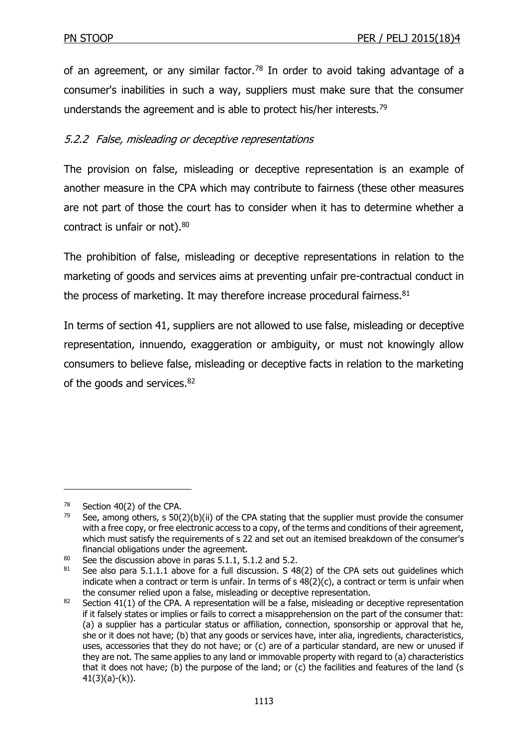of an agreement, or any similar factor.[78] In order to avoid taking advantage of a consumer's inabilities in such a way, suppliers must make sure that the consumer understands the agreement and is able to protect his/her interests.[79]

#### *5.2.2 False, misleading or deceptive representations*

The provision on false, misleading or deceptive representation is an example of another measure in the CPA which may contribute to fairness (these other measures are not part of those the court has to consider when it has to determine whether a contract is unfair or not).[80]

The prohibition of false, misleading or deceptive representations in relation to the marketing of goods and services aims at preventing unfair pre-contractual conduct in the process of marketing. It may therefore increase procedural fairness.[81]

In terms of section 41, suppliers are not allowed to use false, misleading or deceptive representation, innuendo, exaggeration or ambiguity, or must not knowingly allow consumers to believe false, misleading or deceptive facts in relation to the marketing of the goods and services.[82]

---

[78] Section 40(2) of the CPA.

[79] See, among others, s 50(2)(b)(ii) of the CPA stating that the supplier must provide the consumer with a free copy, or free electronic access to a copy, of the terms and conditions of their agreement, which must satisfy the requirements of s 22 and set out an itemised breakdown of the consumer's financial obligations under the agreement.

[80] See the discussion above in paras 5.1.1, 5.1.2 and 5.2.

[81] See also para 5.1.1.1 above for a full discussion. S 48(2) of the CPA sets out guidelines which indicate when a contract or term is unfair. In terms of s 48(2)(c), a contract or term is unfair when the consumer relied upon a false, misleading or deceptive representation.

[82] Section 41(1) of the CPA. A representation will be a false, misleading or deceptive representation if it falsely states or implies or fails to correct a misapprehension on the part of the consumer that: (a) a supplier has a particular status or affiliation, connection, sponsorship or approval that he, she or it does not have; (b) that any goods or services have, inter alia, ingredients, characteristics, uses, accessories that they do not have; or (c) are of a particular standard, are new or unused if they are not. The same applies to any land or immovable property with regard to (a) characteristics that it does not have; (b) the purpose of the land; or (c) the facilities and features of the land (s 41(3)(a)-(k)).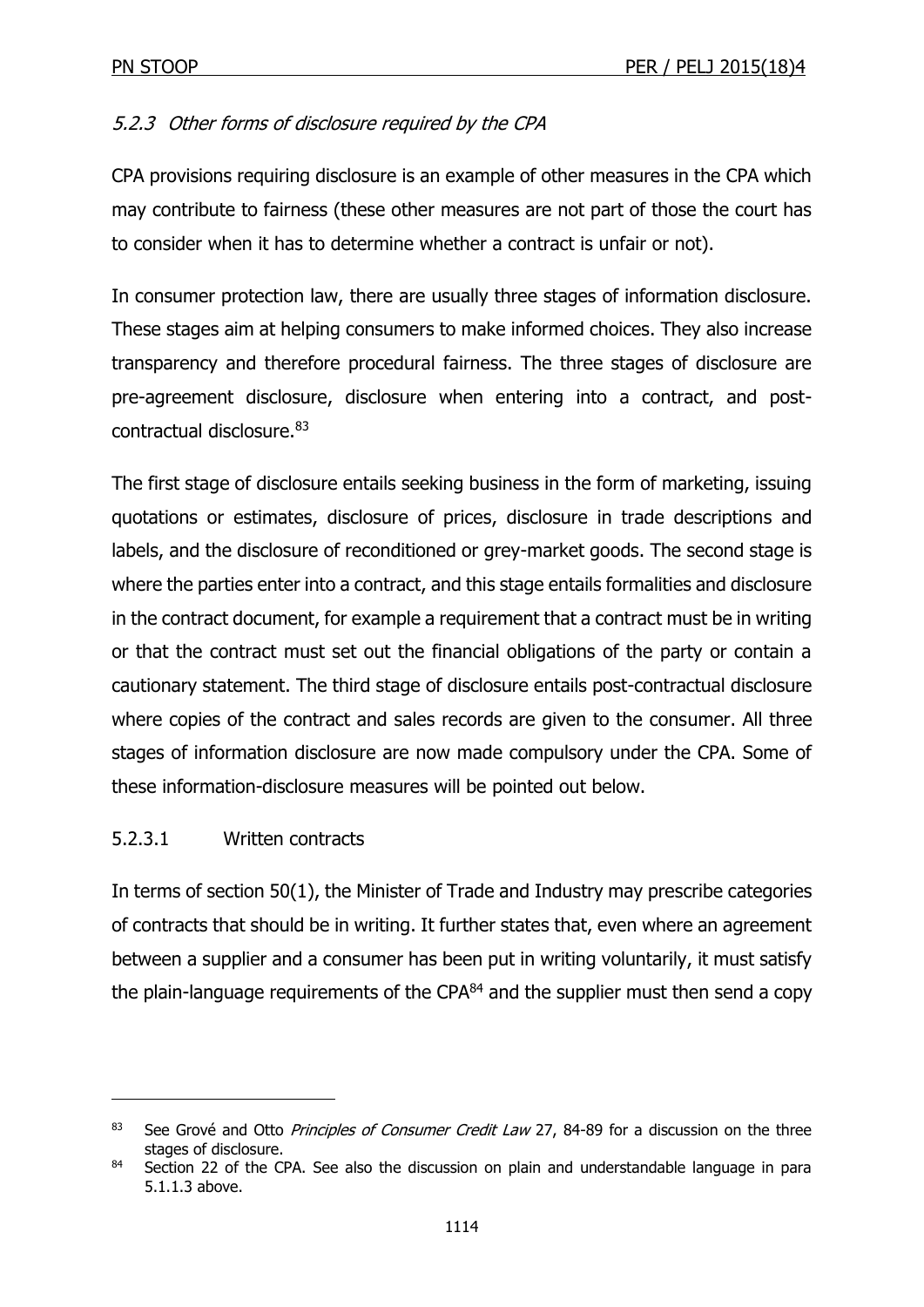#### *5.2.3 Other forms of disclosure required by the CPA*

CPA provisions requiring disclosure is an example of other measures in the CPA which may contribute to fairness (these other measures are not part of those the court has to consider when it has to determine whether a contract is unfair or not).

In consumer protection law, there are usually three stages of information disclosure. These stages aim at helping consumers to make informed choices. They also increase transparency and therefore procedural fairness. The three stages of disclosure are pre-agreement disclosure, disclosure when entering into a contract, and post-contractual disclosure.[83]

The first stage of disclosure entails seeking business in the form of marketing, issuing quotations or estimates, disclosure of prices, disclosure in trade descriptions and labels, and the disclosure of reconditioned or grey-market goods. The second stage is where the parties enter into a contract, and this stage entails formalities and disclosure in the contract document, for example a requirement that a contract must be in writing or that the contract must set out the financial obligations of the party or contain a cautionary statement. The third stage of disclosure entails post-contractual disclosure where copies of the contract and sales records are given to the consumer. All three stages of information disclosure are now made compulsory under the CPA. Some of these information-disclosure measures will be pointed out below.

##### 5.2.3.1 Written contracts

In terms of section 50(1), the Minister of Trade and Industry may prescribe categories of contracts that should be in writing. It further states that, even where an agreement between a supplier and a consumer has been put in writing voluntarily, it must satisfy the plain-language requirements of the CPA[84] and the supplier must then send a copy

---

[83] See Grové and Otto *Principles of Consumer Credit Law* 27, 84-89 for a discussion on the three stages of disclosure.

[84] Section 22 of the CPA. See also the discussion on plain and understandable language in para 5.1.1.3 above.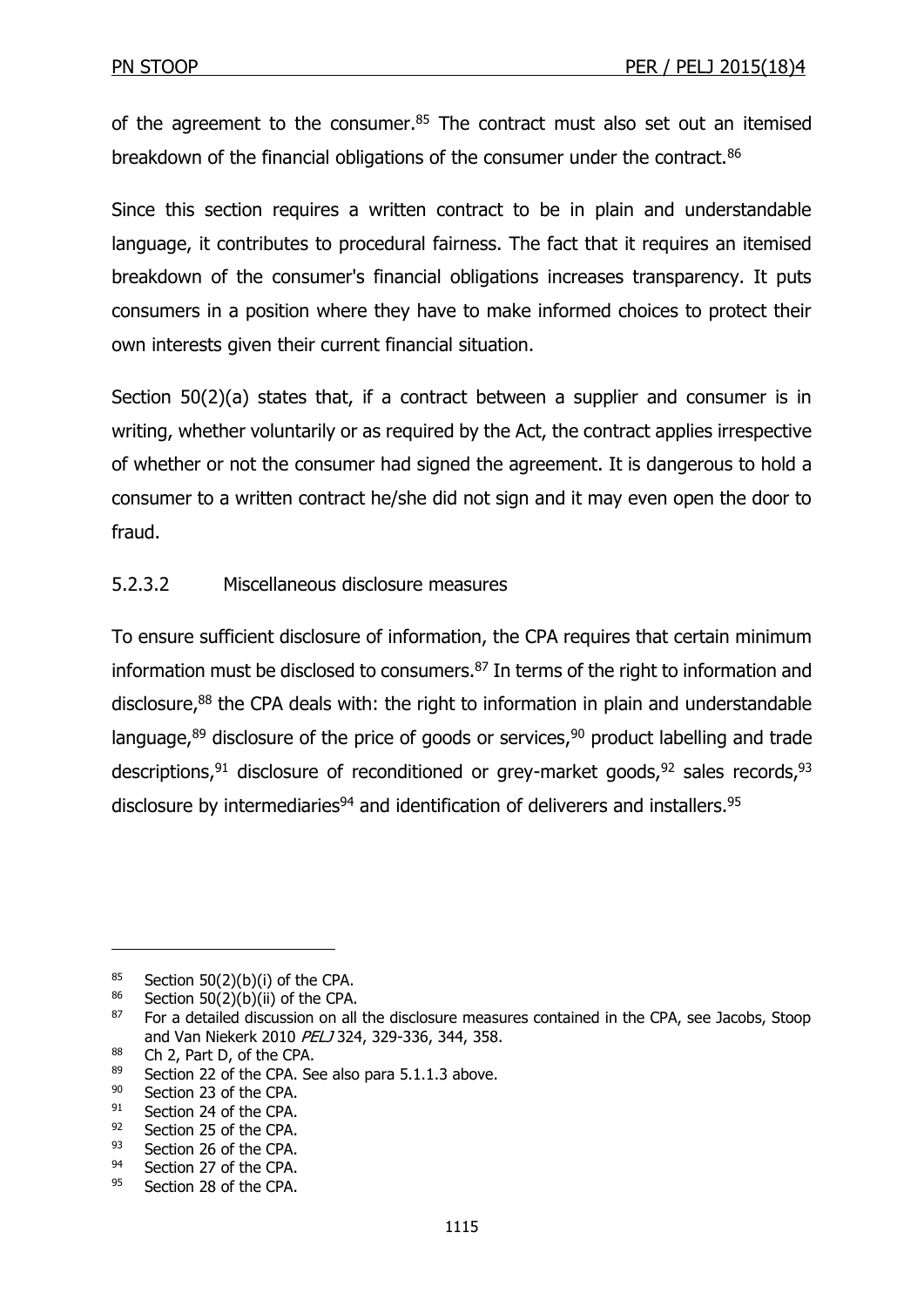of the agreement to the consumer.[85] The contract must also set out an itemised breakdown of the financial obligations of the consumer under the contract.[86]

Since this section requires a written contract to be in plain and understandable language, it contributes to procedural fairness. The fact that it requires an itemised breakdown of the consumer's financial obligations increases transparency. It puts consumers in a position where they have to make informed choices to protect their own interests given their current financial situation.

Section 50(2)(a) states that, if a contract between a supplier and consumer is in writing, whether voluntarily or as required by the Act, the contract applies irrespective of whether or not the consumer had signed the agreement. It is dangerous to hold a consumer to a written contract he/she did not sign and it may even open the door to fraud.

#### 5.2.3.2 Miscellaneous disclosure measures

To ensure sufficient disclosure of information, the CPA requires that certain minimum information must be disclosed to consumers.[87] In terms of the right to information and disclosure,[88] the CPA deals with: the right to information in plain and understandable language,[89] disclosure of the price of goods or services,[90] product labelling and trade descriptions,[91] disclosure of reconditioned or grey-market goods,[92] sales records,[93] disclosure by intermediaries[94] and identification of deliverers and installers.[95]

---

[85] Section 50(2)(b)(i) of the CPA.

[86] Section 50(2)(b)(ii) of the CPA.

[87] For a detailed discussion on all the disclosure measures contained in the CPA, see Jacobs, Stoop and Van Niekerk 2010 *PELJ* 324, 329-336, 344, 358.

[88] Ch 2, Part D, of the CPA.

[89] Section 22 of the CPA. See also para 5.1.1.3 above.

[90] Section 23 of the CPA.

[91] Section 24 of the CPA.

[92] Section 25 of the CPA.

[93] Section 26 of the CPA.

[94] Section 27 of the CPA.

[95] Section 28 of the CPA.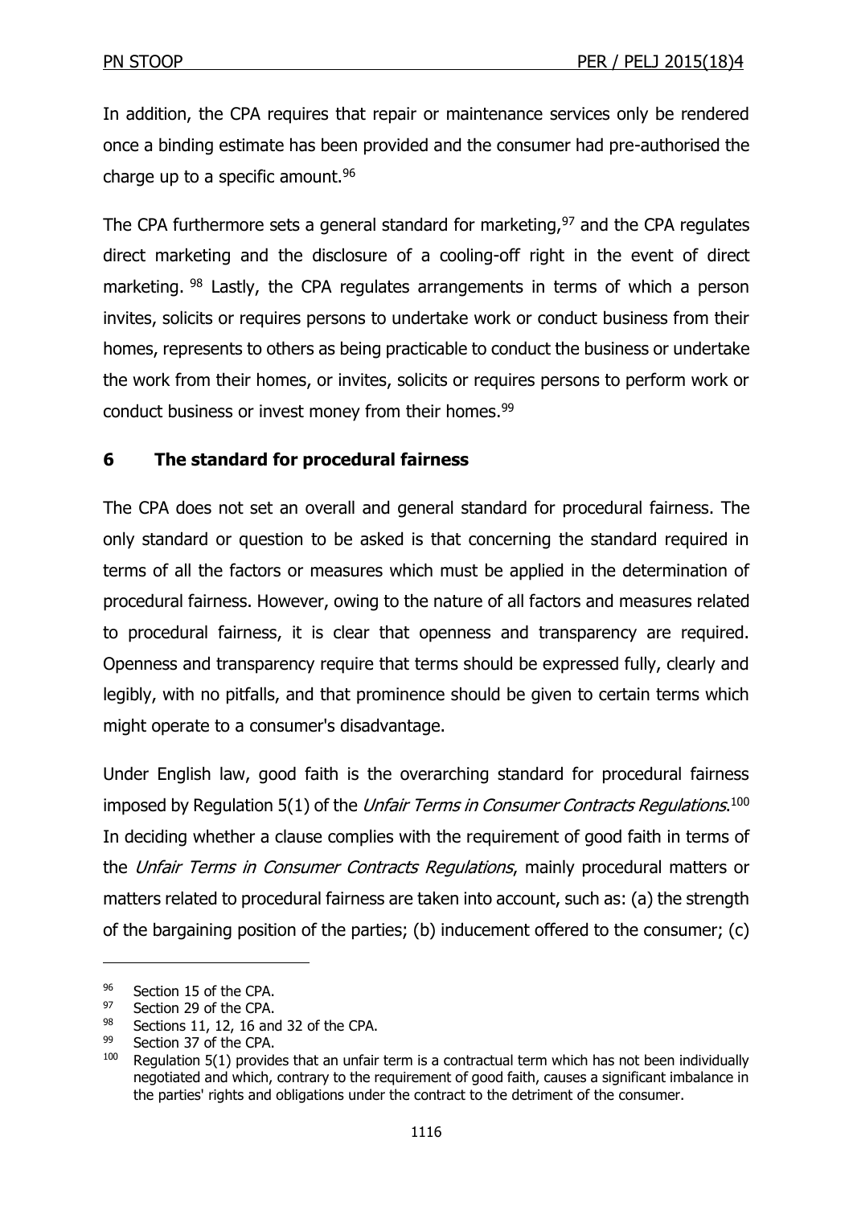In addition, the CPA requires that repair or maintenance services only be rendered once a binding estimate has been provided and the consumer had pre-authorised the charge up to a specific amount.[96]

The CPA furthermore sets a general standard for marketing,[97] and the CPA regulates direct marketing and the disclosure of a cooling-off right in the event of direct marketing.[98] Lastly, the CPA regulates arrangements in terms of which a person invites, solicits or requires persons to undertake work or conduct business from their homes, represents to others as being practicable to conduct the business or undertake the work from their homes, or invites, solicits or requires persons to perform work or conduct business or invest money from their homes.[99]

## 6 The standard for procedural fairness

The CPA does not set an overall and general standard for procedural fairness. The only standard or question to be asked is that concerning the standard required in terms of all the factors or measures which must be applied in the determination of procedural fairness. However, owing to the nature of all factors and measures related to procedural fairness, it is clear that openness and transparency are required. Openness and transparency require that terms should be expressed fully, clearly and legibly, with no pitfalls, and that prominence should be given to certain terms which might operate to a consumer's disadvantage.

Under English law, good faith is the overarching standard for procedural fairness imposed by Regulation 5(1) of the *Unfair Terms in Consumer Contracts Regulations*.[100] In deciding whether a clause complies with the requirement of good faith in terms of the *Unfair Terms in Consumer Contracts Regulations*, mainly procedural matters or matters related to procedural fairness are taken into account, such as: (a) the strength of the bargaining position of the parties; (b) inducement offered to the consumer; (c)

---

[96] Section 15 of the CPA.

[97] Section 29 of the CPA.

[98] Sections 11, 12, 16 and 32 of the CPA.

[99] Section 37 of the CPA.

[100] Regulation 5(1) provides that an unfair term is a contractual term which has not been individually negotiated and which, contrary to the requirement of good faith, causes a significant imbalance in the parties' rights and obligations under the contract to the detriment of the consumer.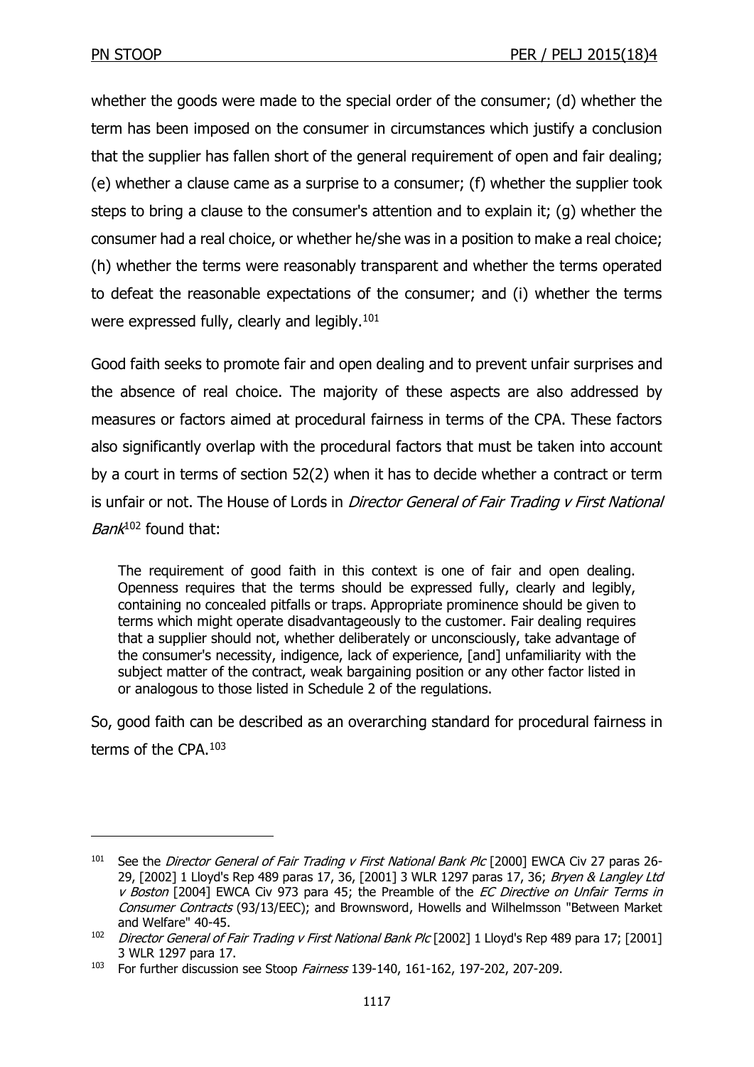whether the goods were made to the special order of the consumer; (d) whether the term has been imposed on the consumer in circumstances which justify a conclusion that the supplier has fallen short of the general requirement of open and fair dealing; (e) whether a clause came as a surprise to a consumer; (f) whether the supplier took steps to bring a clause to the consumer's attention and to explain it; (g) whether the consumer had a real choice, or whether he/she was in a position to make a real choice; (h) whether the terms were reasonably transparent and whether the terms operated to defeat the reasonable expectations of the consumer; and (i) whether the terms were expressed fully, clearly and legibly.[101]

Good faith seeks to promote fair and open dealing and to prevent unfair surprises and the absence of real choice. The majority of these aspects are also addressed by measures or factors aimed at procedural fairness in terms of the CPA. These factors also significantly overlap with the procedural factors that must be taken into account by a court in terms of section 52(2) when it has to decide whether a contract or term is unfair or not. The House of Lords in *Director General of Fair Trading v First National Bank*[102] found that:

> The requirement of good faith in this context is one of fair and open dealing. Openness requires that the terms should be expressed fully, clearly and legibly, containing no concealed pitfalls or traps. Appropriate prominence should be given to terms which might operate disadvantageously to the customer. Fair dealing requires that a supplier should not, whether deliberately or unconsciously, take advantage of the consumer's necessity, indigence, lack of experience, [and] unfamiliarity with the subject matter of the contract, weak bargaining position or any other factor listed in or analogous to those listed in Schedule 2 of the regulations.

So, good faith can be described as an overarching standard for procedural fairness in terms of the CPA.[103]

---

[101] See the *Director General of Fair Trading v First National Bank Plc* [2000] EWCA Civ 27 paras 26-29, [2002] 1 Lloyd's Rep 489 paras 17, 36, [2001] 3 WLR 1297 paras 17, 36; *Bryen & Langley Ltd v Boston* [2004] EWCA Civ 973 para 45; the Preamble of the *EC Directive on Unfair Terms in Consumer Contracts* (93/13/EEC); and Brownsword, Howells and Wilhelmsson "Between Market and Welfare" 40-45.

[102] *Director General of Fair Trading v First National Bank Plc* [2002] 1 Lloyd's Rep 489 para 17; [2001] 3 WLR 1297 para 17.

[103] For further discussion see Stoop *Fairness* 139-140, 161-162, 197-202, 207-209.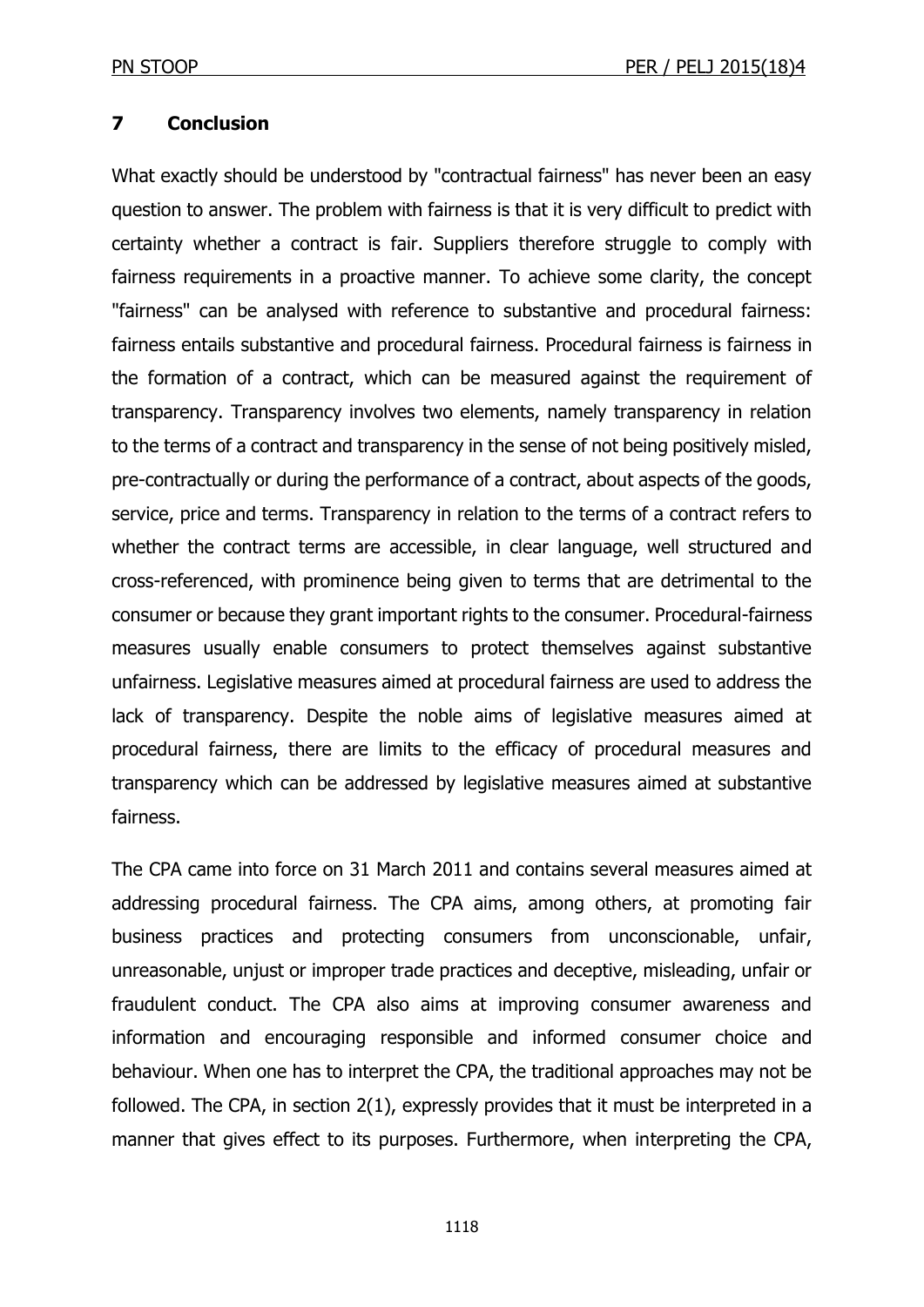## 7 Conclusion

What exactly should be understood by "contractual fairness" has never been an easy question to answer. The problem with fairness is that it is very difficult to predict with certainty whether a contract is fair. Suppliers therefore struggle to comply with fairness requirements in a proactive manner. To achieve some clarity, the concept "fairness" can be analysed with reference to substantive and procedural fairness: fairness entails substantive and procedural fairness. Procedural fairness is fairness in the formation of a contract, which can be measured against the requirement of transparency. Transparency involves two elements, namely transparency in relation to the terms of a contract and transparency in the sense of not being positively misled, pre-contractually or during the performance of a contract, about aspects of the goods, service, price and terms. Transparency in relation to the terms of a contract refers to whether the contract terms are accessible, in clear language, well structured and cross-referenced, with prominence being given to terms that are detrimental to the consumer or because they grant important rights to the consumer. Procedural-fairness measures usually enable consumers to protect themselves against substantive unfairness. Legislative measures aimed at procedural fairness are used to address the lack of transparency. Despite the noble aims of legislative measures aimed at procedural fairness, there are limits to the efficacy of procedural measures and transparency which can be addressed by legislative measures aimed at substantive fairness.

The CPA came into force on 31 March 2011 and contains several measures aimed at addressing procedural fairness. The CPA aims, among others, at promoting fair business practices and protecting consumers from unconscionable, unfair, unreasonable, unjust or improper trade practices and deceptive, misleading, unfair or fraudulent conduct. The CPA also aims at improving consumer awareness and information and encouraging responsible and informed consumer choice and behaviour. When one has to interpret the CPA, the traditional approaches may not be followed. The CPA, in section 2(1), expressly provides that it must be interpreted in a manner that gives effect to its purposes. Furthermore, when interpreting the CPA,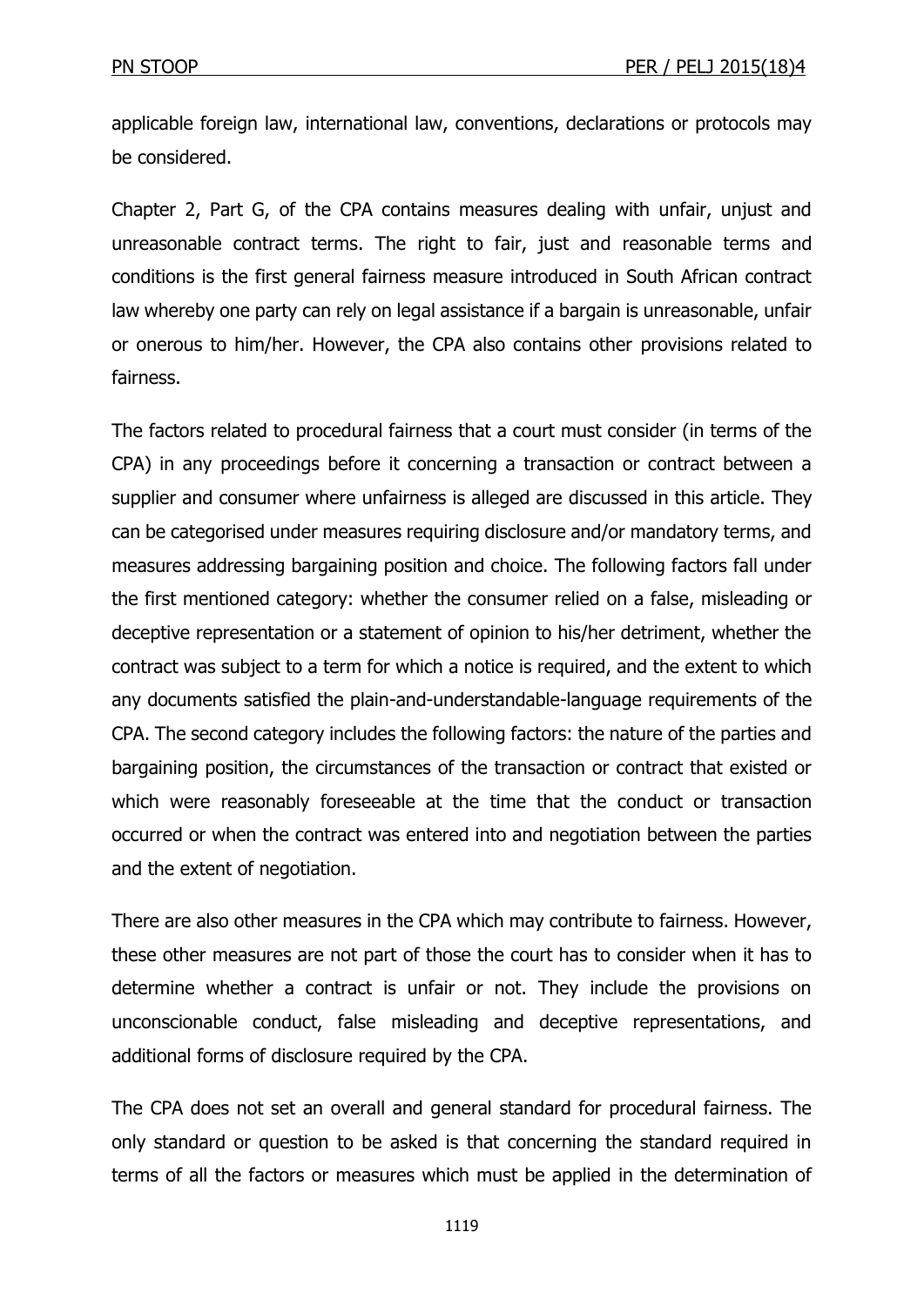applicable foreign law, international law, conventions, declarations or protocols may be considered.

Chapter 2, Part G, of the CPA contains measures dealing with unfair, unjust and unreasonable contract terms. The right to fair, just and reasonable terms and conditions is the first general fairness measure introduced in South African contract law whereby one party can rely on legal assistance if a bargain is unreasonable, unfair or onerous to him/her. However, the CPA also contains other provisions related to fairness.

The factors related to procedural fairness that a court must consider (in terms of the CPA) in any proceedings before it concerning a transaction or contract between a supplier and consumer where unfairness is alleged are discussed in this article. They can be categorised under measures requiring disclosure and/or mandatory terms, and measures addressing bargaining position and choice. The following factors fall under the first mentioned category: whether the consumer relied on a false, misleading or deceptive representation or a statement of opinion to his/her detriment, whether the contract was subject to a term for which a notice is required, and the extent to which any documents satisfied the plain-and-understandable-language requirements of the CPA. The second category includes the following factors: the nature of the parties and bargaining position, the circumstances of the transaction or contract that existed or which were reasonably foreseeable at the time that the conduct or transaction occurred or when the contract was entered into and negotiation between the parties and the extent of negotiation.

There are also other measures in the CPA which may contribute to fairness. However, these other measures are not part of those the court has to consider when it has to determine whether a contract is unfair or not. They include the provisions on unconscionable conduct, false misleading and deceptive representations, and additional forms of disclosure required by the CPA.

The CPA does not set an overall and general standard for procedural fairness. The only standard or question to be asked is that concerning the standard required in terms of all the factors or measures which must be applied in the determination of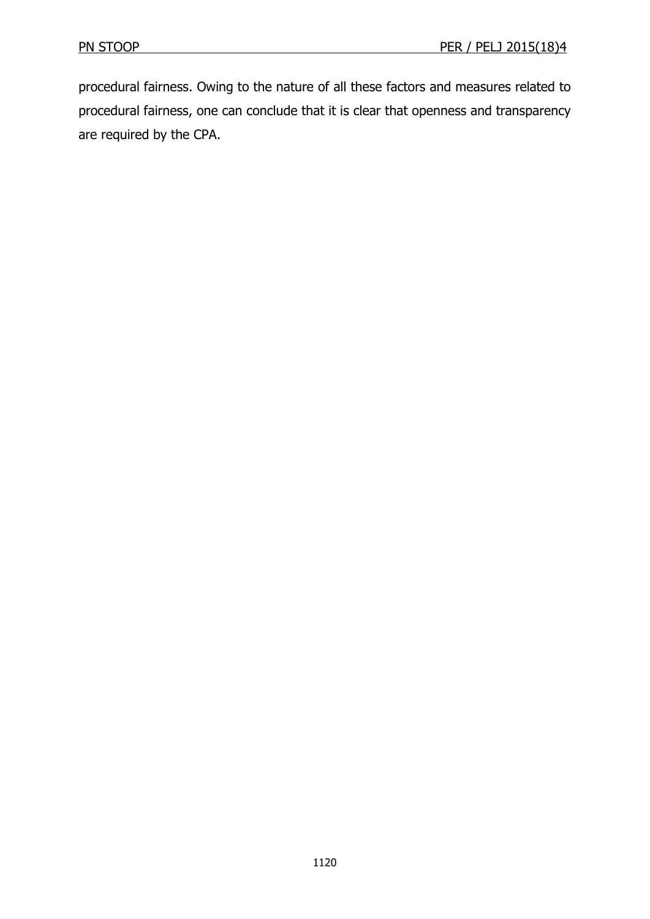procedural fairness. Owing to the nature of all these factors and measures related to procedural fairness, one can conclude that it is clear that openness and transparency are required by the CPA.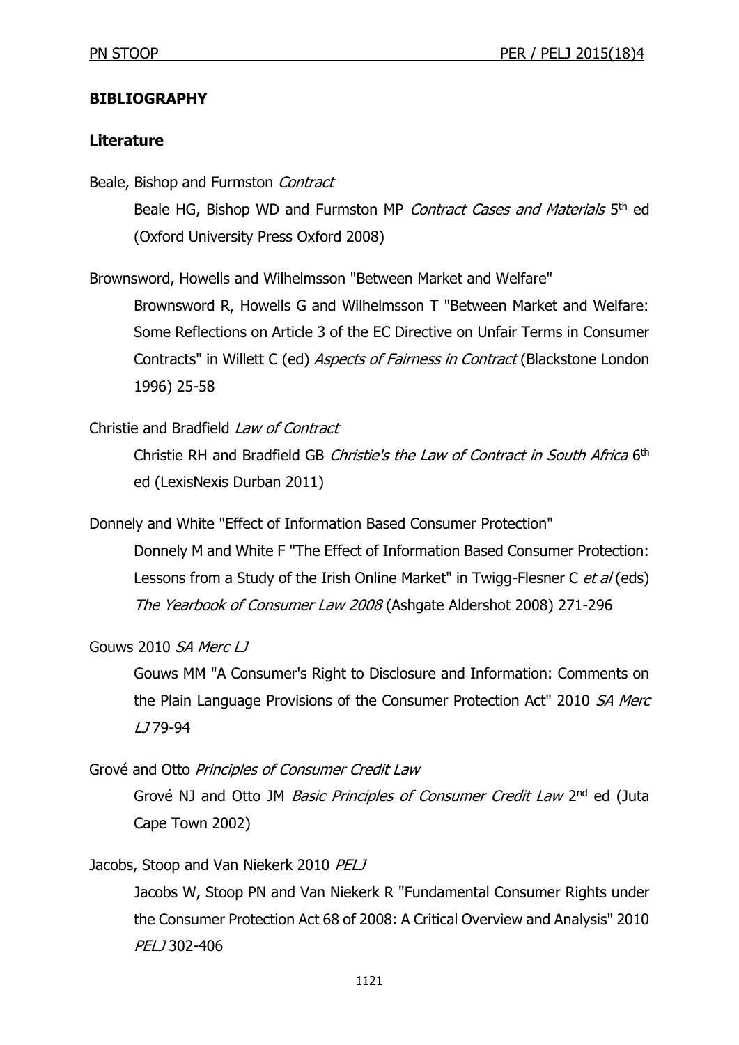## BIBLIOGRAPHY

### Literature

Beale, Bishop and Furmston *Contract*

Beale HG, Bishop WD and Furmston MP *Contract Cases and Materials* 5th ed (Oxford University Press Oxford 2008)

Brownsword, Howells and Wilhelmsson "Between Market and Welfare"

Brownsword R, Howells G and Wilhelmsson T "Between Market and Welfare: Some Reflections on Article 3 of the EC Directive on Unfair Terms in Consumer Contracts" in Willett C (ed) *Aspects of Fairness in Contract* (Blackstone London 1996) 25-58

Christie and Bradfield *Law of Contract*

Christie RH and Bradfield GB *Christie's the Law of Contract in South Africa* 6th ed (LexisNexis Durban 2011)

Donnely and White "Effect of Information Based Consumer Protection"

Donnely M and White F "The Effect of Information Based Consumer Protection: Lessons from a Study of the Irish Online Market" in Twigg-Flesner C *et al* (eds) *The Yearbook of Consumer Law 2008* (Ashgate Aldershot 2008) 271-296

Gouws 2010 *SA Merc LJ*

Gouws MM "A Consumer's Right to Disclosure and Information: Comments on the Plain Language Provisions of the Consumer Protection Act" 2010 *SA Merc LJ* 79-94

Grové and Otto *Principles of Consumer Credit Law*

Grové NJ and Otto JM *Basic Principles of Consumer Credit Law* 2nd ed (Juta Cape Town 2002)

Jacobs, Stoop and Van Niekerk 2010 *PELJ*

Jacobs W, Stoop PN and Van Niekerk R "Fundamental Consumer Rights under the Consumer Protection Act 68 of 2008: A Critical Overview and Analysis" 2010 *PELJ* 302-406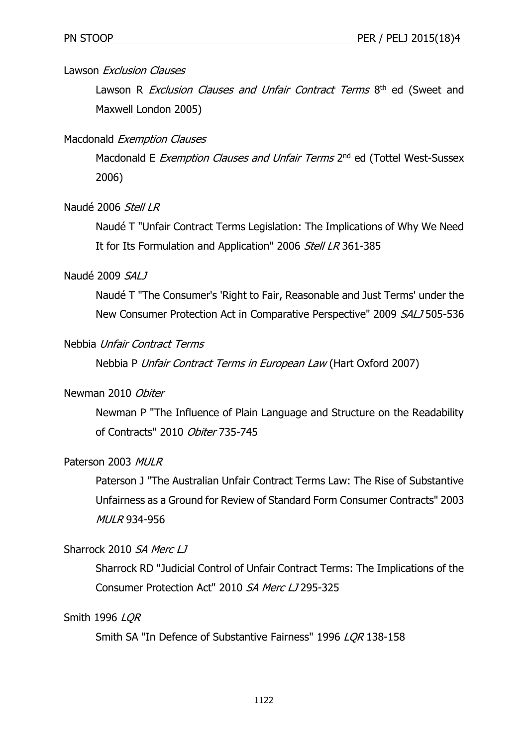Lawson *Exclusion Clauses*

Lawson R *Exclusion Clauses and Unfair Contract Terms* 8th ed (Sweet and Maxwell London 2005)

Macdonald *Exemption Clauses*

Macdonald E *Exemption Clauses and Unfair Terms* 2nd ed (Tottel West-Sussex 2006)

Naudé 2006 *Stell LR*

Naudé T "Unfair Contract Terms Legislation: The Implications of Why We Need It for Its Formulation and Application" 2006 *Stell LR* 361-385

Naudé 2009 *SALJ*

Naudé T "The Consumer's 'Right to Fair, Reasonable and Just Terms' under the New Consumer Protection Act in Comparative Perspective" 2009 *SALJ* 505-536

Nebbia *Unfair Contract Terms*

Nebbia P *Unfair Contract Terms in European Law* (Hart Oxford 2007)

Newman 2010 *Obiter*

Newman P "The Influence of Plain Language and Structure on the Readability of Contracts" 2010 *Obiter* 735-745

Paterson 2003 *MULR*

Paterson J "The Australian Unfair Contract Terms Law: The Rise of Substantive Unfairness as a Ground for Review of Standard Form Consumer Contracts" 2003 *MULR* 934-956

Sharrock 2010 *SA Merc LJ*

Sharrock RD "Judicial Control of Unfair Contract Terms: The Implications of the Consumer Protection Act" 2010 *SA Merc LJ* 295-325

Smith 1996 *LQR*

Smith SA "In Defence of Substantive Fairness" 1996 *LQR* 138-158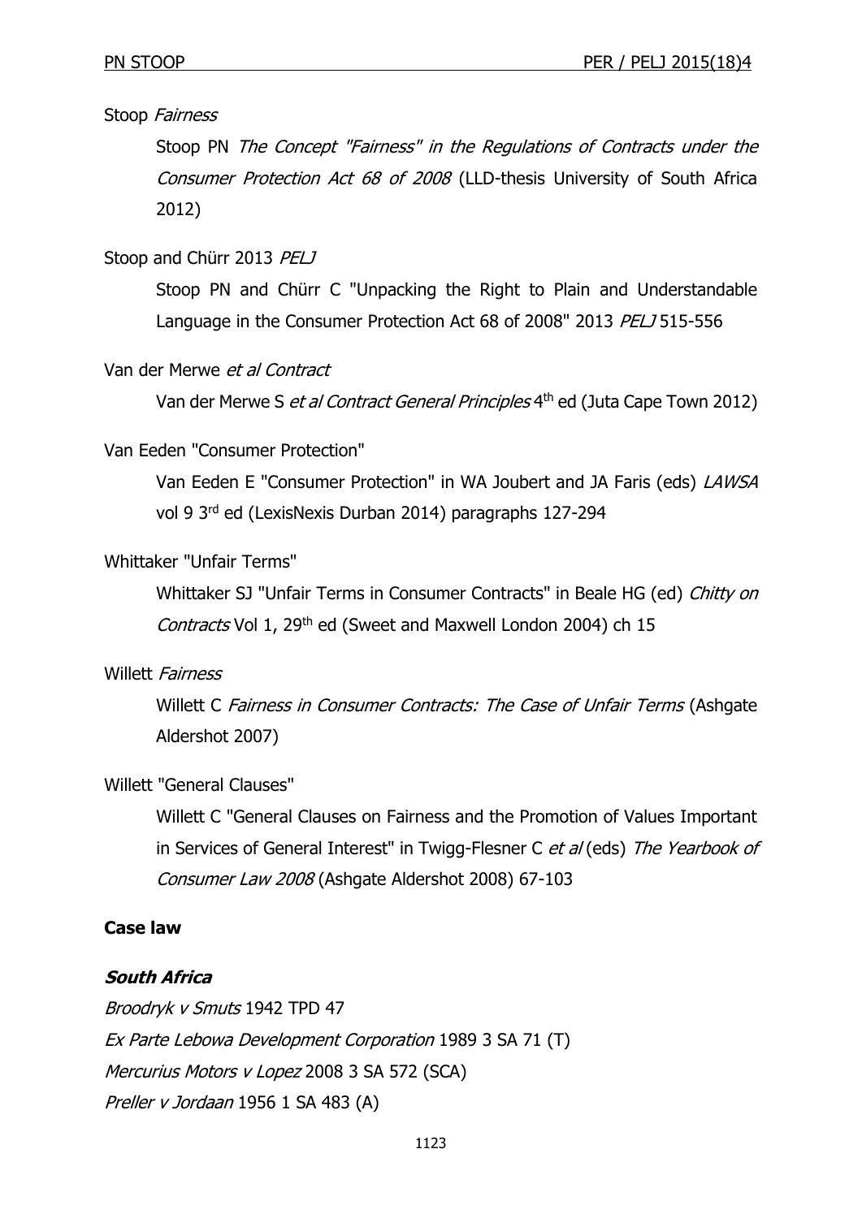Stoop *Fairness*

Stoop PN *The Concept "Fairness" in the Regulations of Contracts under the Consumer Protection Act 68 of 2008* (LLD-thesis University of South Africa 2012)

Stoop and Chürr 2013 *PELJ*

Stoop PN and Chürr C "Unpacking the Right to Plain and Understandable Language in the Consumer Protection Act 68 of 2008" 2013 *PELJ* 515-556

Van der Merwe *et al Contract*

Van der Merwe S *et al Contract General Principles* 4th ed (Juta Cape Town 2012)

Van Eeden "Consumer Protection"

Van Eeden E "Consumer Protection" in WA Joubert and JA Faris (eds) *LAWSA* vol 9 3rd ed (LexisNexis Durban 2014) paragraphs 127-294

Whittaker "Unfair Terms"

Whittaker SJ "Unfair Terms in Consumer Contracts" in Beale HG (ed) *Chitty on Contracts* Vol 1, 29th ed (Sweet and Maxwell London 2004) ch 15

Willett *Fairness*

Willett C *Fairness in Consumer Contracts: The Case of Unfair Terms* (Ashgate Aldershot 2007)

Willett "General Clauses"

Willett C "General Clauses on Fairness and the Promotion of Values Important in Services of General Interest" in Twigg-Flesner C *et al* (eds) *The Yearbook of Consumer Law 2008* (Ashgate Aldershot 2008) 67-103

**Case law**

***South Africa***

*Broodryk v Smuts* 1942 TPD 47

*Ex Parte Lebowa Development Corporation* 1989 3 SA 71 (T)

*Mercurius Motors v Lopez* 2008 3 SA 572 (SCA)

*Preller v Jordaan* 1956 1 SA 483 (A)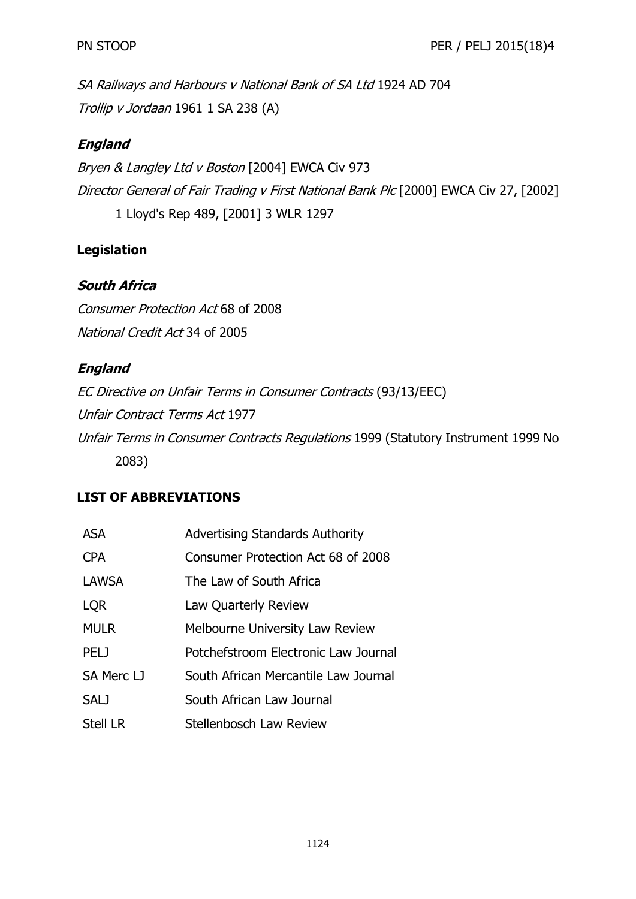*SA Railways and Harbours v National Bank of SA Ltd* 1924 AD 704

*Trollip v Jordaan* 1961 1 SA 238 (A)

### ***England***

*Bryen & Langley Ltd v Boston* [2004] EWCA Civ 973

*Director General of Fair Trading v First National Bank Plc* [2000] EWCA Civ 27, [2002] 1 Lloyd's Rep 489, [2001] 3 WLR 1297

## **Legislation**

### ***South Africa***

*Consumer Protection Act* 68 of 2008

*National Credit Act* 34 of 2005

### ***England***

*EC Directive on Unfair Terms in Consumer Contracts* (93/13/EEC)

*Unfair Contract Terms Act* 1977

*Unfair Terms in Consumer Contracts Regulations* 1999 (Statutory Instrument 1999 No 2083)

## **LIST OF ABBREVIATIONS**

| | |
|---|---|
| ASA | Advertising Standards Authority |
| CPA | Consumer Protection Act 68 of 2008 |
| LAWSA | The Law of South Africa |
| LQR | Law Quarterly Review |
| MULR | Melbourne University Law Review |
| PELJ | Potchefstroom Electronic Law Journal |
| SA Merc LJ | South African Mercantile Law Journal |
| SALJ | South African Law Journal |
| Stell LR | Stellenbosch Law Review |